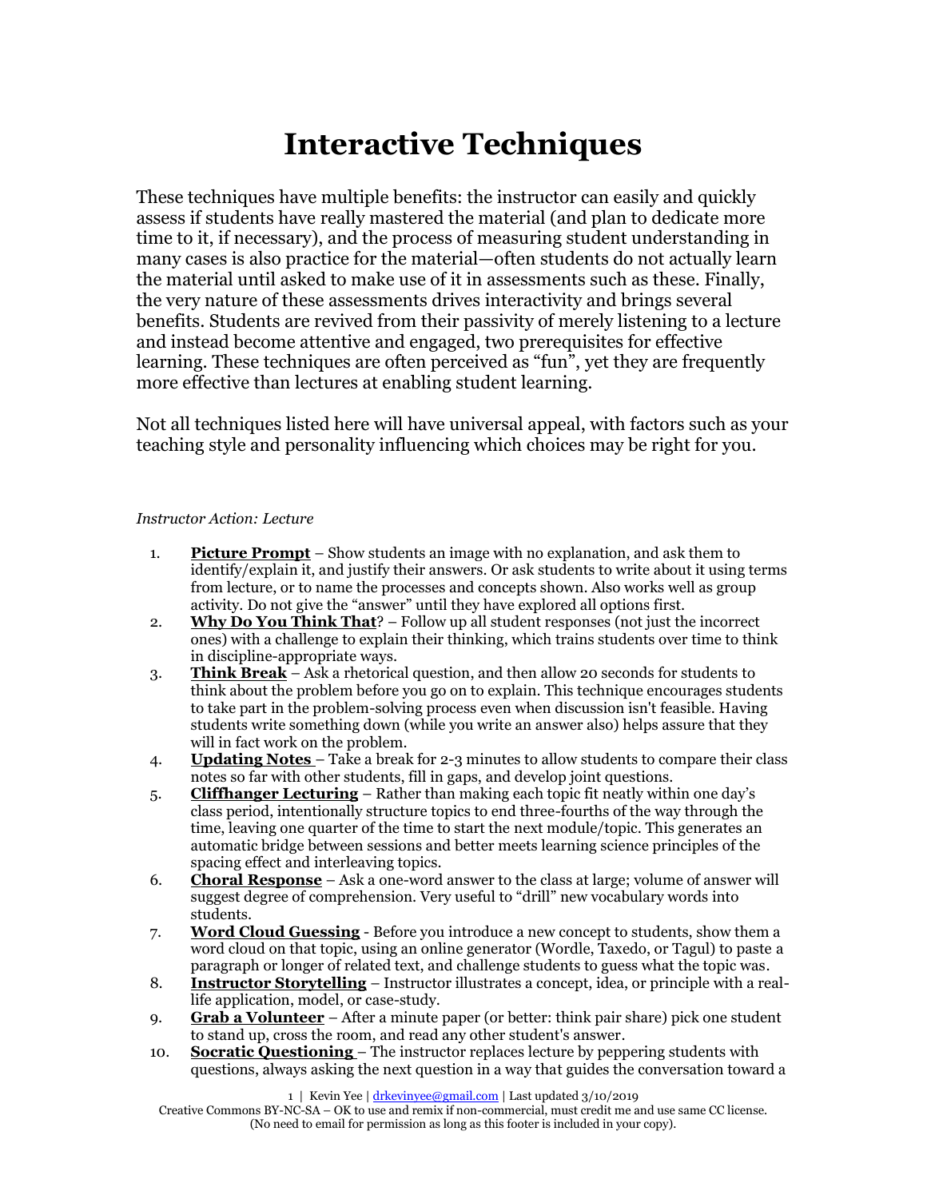# Interactive Techniques

These techniques have multiple benefits: the instructor can easily and quickly assess if students have really mastered the material (and plan to dedicate more time to it, if necessary), and the process of measuring student understanding in many cases is also practice for the material—often students do not actually learn the material until asked to make use of it in assessments such as these. Finally, the very nature of these assessments drives interactivity and brings several benefits. Students are revived from their passivity of merely listening to a lecture and instead become attentive and engaged, two prerequisites for effective learning. These techniques are often perceived as "fun", yet they are frequently more effective than lectures at enabling student learning.

Not all techniques listed here will have universal appeal, with factors such as your teaching style and personality influencing which choices may be right for you.

*Instructor Action: Lecture*

1. **Picture Prompt** – Show students an image with no explanation, and ask them to identify/explain it, and justify their answers. Or ask students to write about it using terms from lecture, or to name the processes and concepts shown. Also works well as group activity. Do not give the "answer" until they have explored all options first.
2. **Why Do You Think That**? – Follow up all student responses (not just the incorrect ones) with a challenge to explain their thinking, which trains students over time to think in discipline-appropriate ways.
3. **Think Break** – Ask a rhetorical question, and then allow 20 seconds for students to think about the problem before you go on to explain. This technique encourages students to take part in the problem-solving process even when discussion isn't feasible. Having students write something down (while you write an answer also) helps assure that they will in fact work on the problem.
4. **Updating Notes** – Take a break for 2-3 minutes to allow students to compare their class notes so far with other students, fill in gaps, and develop joint questions.
5. **Cliffhanger Lecturing** – Rather than making each topic fit neatly within one day's class period, intentionally structure topics to end three-fourths of the way through the time, leaving one quarter of the time to start the next module/topic. This generates an automatic bridge between sessions and better meets learning science principles of the spacing effect and interleaving topics.
6. **Choral Response** – Ask a one-word answer to the class at large; volume of answer will suggest degree of comprehension. Very useful to "drill" new vocabulary words into students.
7. **Word Cloud Guessing** - Before you introduce a new concept to students, show them a word cloud on that topic, using an online generator (Wordle, Taxedo, or Tagul) to paste a paragraph or longer of related text, and challenge students to guess what the topic was.
8. **Instructor Storytelling** – Instructor illustrates a concept, idea, or principle with a real-life application, model, or case-study.
9. **Grab a Volunteer** – After a minute paper (or better: think pair share) pick one student to stand up, cross the room, and read any other student's answer.
10. **Socratic Questioning** – The instructor replaces lecture by peppering students with questions, always asking the next question in a way that guides the conversation toward a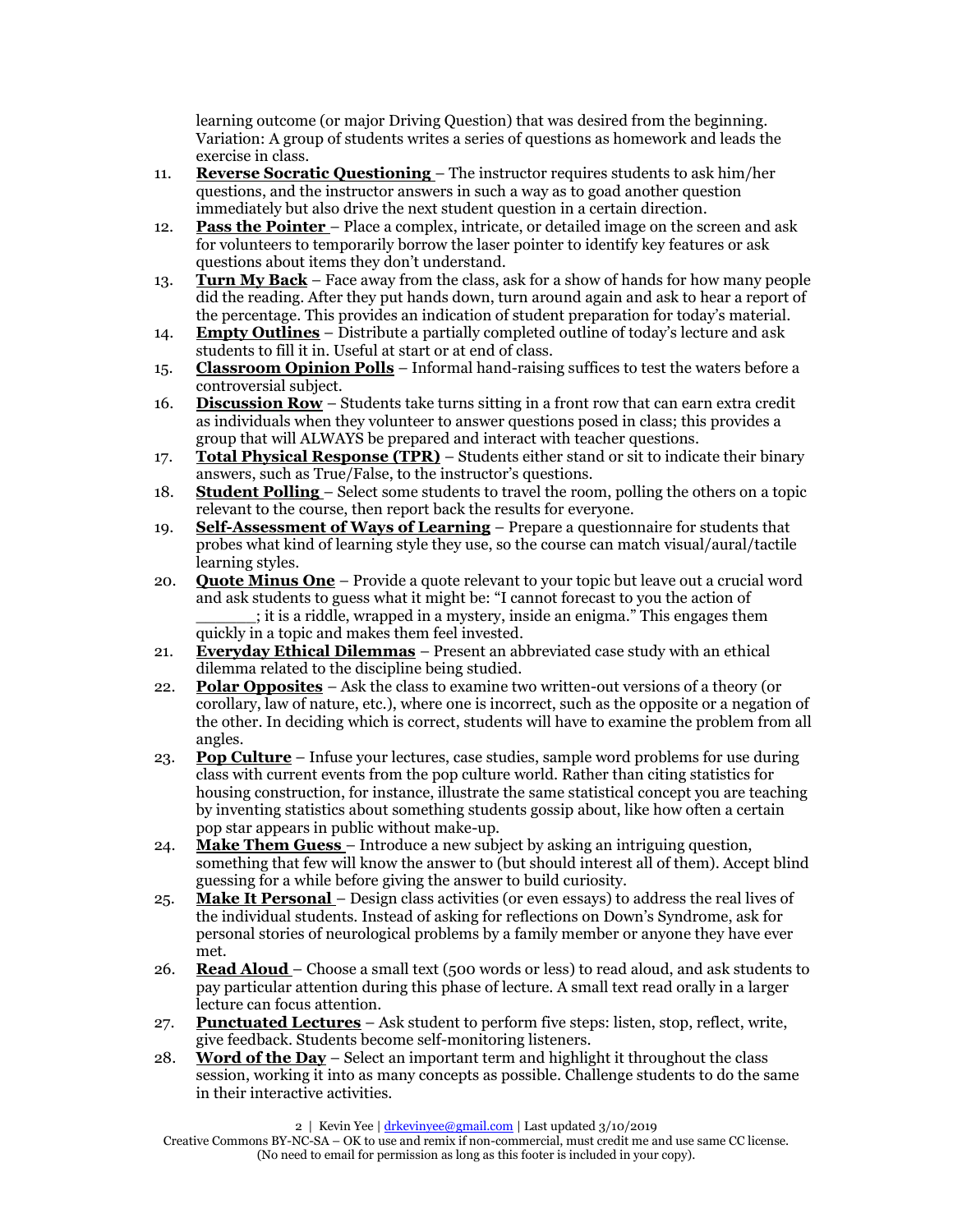learning outcome (or major Driving Question) that was desired from the beginning. Variation: A group of students writes a series of questions as homework and leads the exercise in class.

11. **Reverse Socratic Questioning** – The instructor requires students to ask him/her questions, and the instructor answers in such a way as to goad another question immediately but also drive the next student question in a certain direction.
12. **Pass the Pointer** – Place a complex, intricate, or detailed image on the screen and ask for volunteers to temporarily borrow the laser pointer to identify key features or ask questions about items they don't understand.
13. **Turn My Back** – Face away from the class, ask for a show of hands for how many people did the reading. After they put hands down, turn around again and ask to hear a report of the percentage. This provides an indication of student preparation for today's material.
14. **Empty Outlines** – Distribute a partially completed outline of today's lecture and ask students to fill it in. Useful at start or at end of class.
15. **Classroom Opinion Polls** – Informal hand-raising suffices to test the waters before a controversial subject.
16. **Discussion Row** – Students take turns sitting in a front row that can earn extra credit as individuals when they volunteer to answer questions posed in class; this provides a group that will ALWAYS be prepared and interact with teacher questions.
17. **Total Physical Response (TPR)** – Students either stand or sit to indicate their binary answers, such as True/False, to the instructor's questions.
18. **Student Polling** – Select some students to travel the room, polling the others on a topic relevant to the course, then report back the results for everyone.
19. **Self-Assessment of Ways of Learning** – Prepare a questionnaire for students that probes what kind of learning style they use, so the course can match visual/aural/tactile learning styles.
20. **Quote Minus One** – Provide a quote relevant to your topic but leave out a crucial word and ask students to guess what it might be: "I cannot forecast to you the action of ______; it is a riddle, wrapped in a mystery, inside an enigma." This engages them quickly in a topic and makes them feel invested.
21. **Everyday Ethical Dilemmas** – Present an abbreviated case study with an ethical dilemma related to the discipline being studied.
22. **Polar Opposites** – Ask the class to examine two written-out versions of a theory (or corollary, law of nature, etc.), where one is incorrect, such as the opposite or a negation of the other. In deciding which is correct, students will have to examine the problem from all angles.
23. **Pop Culture** – Infuse your lectures, case studies, sample word problems for use during class with current events from the pop culture world. Rather than citing statistics for housing construction, for instance, illustrate the same statistical concept you are teaching by inventing statistics about something students gossip about, like how often a certain pop star appears in public without make-up.
24. **Make Them Guess** – Introduce a new subject by asking an intriguing question, something that few will know the answer to (but should interest all of them). Accept blind guessing for a while before giving the answer to build curiosity.
25. **Make It Personal** – Design class activities (or even essays) to address the real lives of the individual students. Instead of asking for reflections on Down's Syndrome, ask for personal stories of neurological problems by a family member or anyone they have ever met.
26. **Read Aloud** – Choose a small text (500 words or less) to read aloud, and ask students to pay particular attention during this phase of lecture. A small text read orally in a larger lecture can focus attention.
27. **Punctuated Lectures** – Ask student to perform five steps: listen, stop, reflect, write, give feedback. Students become self-monitoring listeners.
28. **Word of the Day** – Select an important term and highlight it throughout the class session, working it into as many concepts as possible. Challenge students to do the same in their interactive activities.

Kevin Yee | drkevinyee@gmail.com | Last updated 3/10/2019
Creative Commons BY-NC-SA – OK to use and remix if non-commercial, must credit me and use same CC license. (No need to email for permission as long as this footer is included in your copy).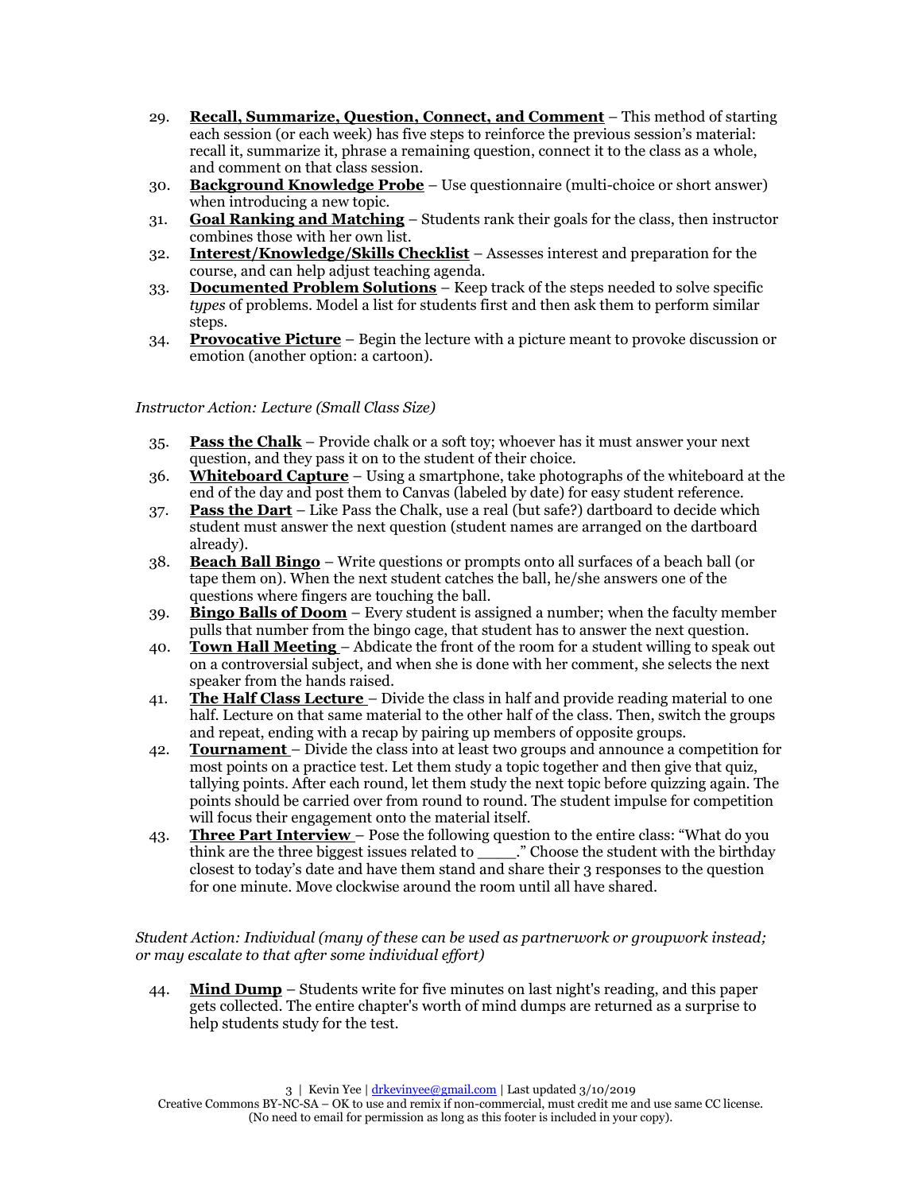29. **Recall, Summarize, Question, Connect, and Comment** – This method of starting each session (or each week) has five steps to reinforce the previous session's material: recall it, summarize it, phrase a remaining question, connect it to the class as a whole, and comment on that class session.
30. **Background Knowledge Probe** – Use questionnaire (multi-choice or short answer) when introducing a new topic.
31. **Goal Ranking and Matching** – Students rank their goals for the class, then instructor combines those with her own list.
32. **Interest/Knowledge/Skills Checklist** – Assesses interest and preparation for the course, and can help adjust teaching agenda.
33. **Documented Problem Solutions** – Keep track of the steps needed to solve specific *types* of problems. Model a list for students first and then ask them to perform similar steps.
34. **Provocative Picture** – Begin the lecture with a picture meant to provoke discussion or emotion (another option: a cartoon).

*Instructor Action: Lecture (Small Class Size)*

35. **Pass the Chalk** – Provide chalk or a soft toy; whoever has it must answer your next question, and they pass it on to the student of their choice.
36. **Whiteboard Capture** – Using a smartphone, take photographs of the whiteboard at the end of the day and post them to Canvas (labeled by date) for easy student reference.
37. **Pass the Dart** – Like Pass the Chalk, use a real (but safe?) dartboard to decide which student must answer the next question (student names are arranged on the dartboard already).
38. **Beach Ball Bingo** – Write questions or prompts onto all surfaces of a beach ball (or tape them on). When the next student catches the ball, he/she answers one of the questions where fingers are touching the ball.
39. **Bingo Balls of Doom** – Every student is assigned a number; when the faculty member pulls that number from the bingo cage, that student has to answer the next question.
40. **Town Hall Meeting** – Abdicate the front of the room for a student willing to speak out on a controversial subject, and when she is done with her comment, she selects the next speaker from the hands raised.
41. **The Half Class Lecture** – Divide the class in half and provide reading material to one half. Lecture on that same material to the other half of the class. Then, switch the groups and repeat, ending with a recap by pairing up members of opposite groups.
42. **Tournament** – Divide the class into at least two groups and announce a competition for most points on a practice test. Let them study a topic together and then give that quiz, tallying points. After each round, let them study the next topic before quizzing again. The points should be carried over from round to round. The student impulse for competition will focus their engagement onto the material itself.
43. **Three Part Interview** – Pose the following question to the entire class: "What do you think are the three biggest issues related to _____." Choose the student with the birthday closest to today's date and have them stand and share their 3 responses to the question for one minute. Move clockwise around the room until all have shared.

*Student Action: Individual (many of these can be used as partnerwork or groupwork instead; or may escalate to that after some individual effort)*

44. **Mind Dump** – Students write for five minutes on last night's reading, and this paper gets collected. The entire chapter's worth of mind dumps are returned as a surprise to help students study for the test.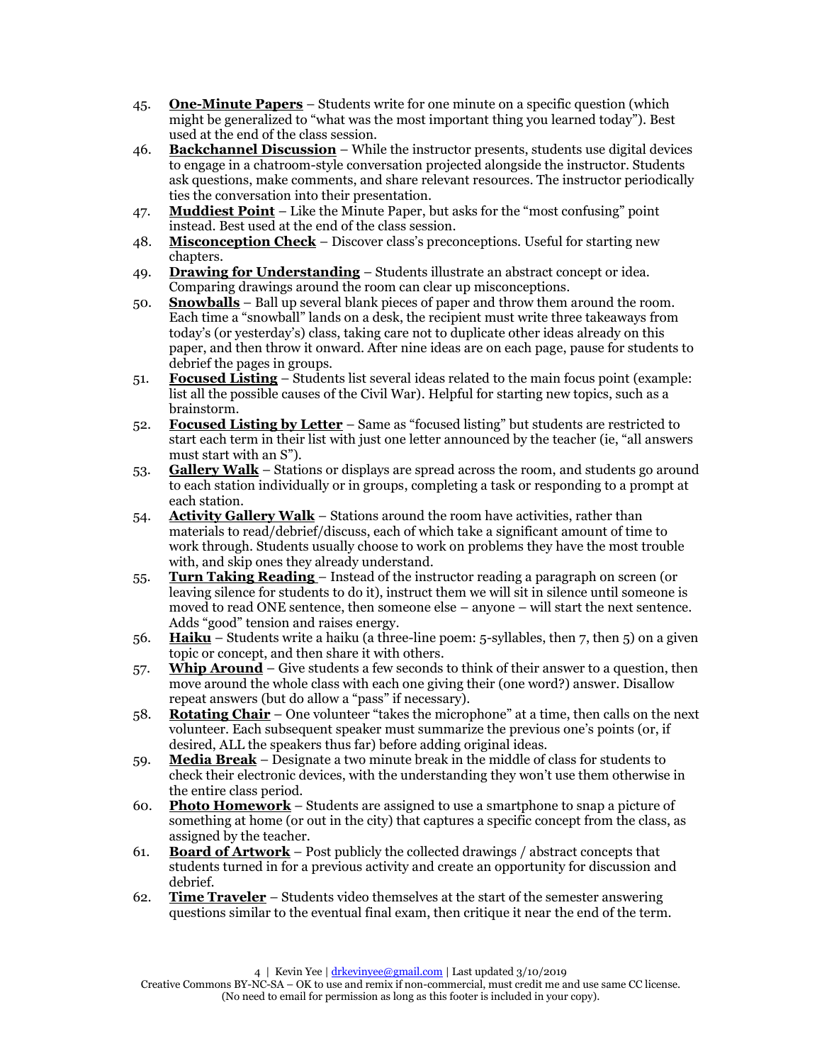45. **One-Minute Papers** – Students write for one minute on a specific question (which might be generalized to "what was the most important thing you learned today"). Best used at the end of the class session.
46. **Backchannel Discussion** – While the instructor presents, students use digital devices to engage in a chatroom-style conversation projected alongside the instructor. Students ask questions, make comments, and share relevant resources. The instructor periodically ties the conversation into their presentation.
47. **Muddiest Point** – Like the Minute Paper, but asks for the "most confusing" point instead. Best used at the end of the class session.
48. **Misconception Check** – Discover class's preconceptions. Useful for starting new chapters.
49. **Drawing for Understanding** – Students illustrate an abstract concept or idea. Comparing drawings around the room can clear up misconceptions.
50. **Snowballs** – Ball up several blank pieces of paper and throw them around the room. Each time a "snowball" lands on a desk, the recipient must write three takeaways from today's (or yesterday's) class, taking care not to duplicate other ideas already on this paper, and then throw it onward. After nine ideas are on each page, pause for students to debrief the pages in groups.
51. **Focused Listing** – Students list several ideas related to the main focus point (example: list all the possible causes of the Civil War). Helpful for starting new topics, such as a brainstorm.
52. **Focused Listing by Letter** – Same as "focused listing" but students are restricted to start each term in their list with just one letter announced by the teacher (ie, "all answers must start with an S").
53. **Gallery Walk** – Stations or displays are spread across the room, and students go around to each station individually or in groups, completing a task or responding to a prompt at each station.
54. **Activity Gallery Walk** – Stations around the room have activities, rather than materials to read/debrief/discuss, each of which take a significant amount of time to work through. Students usually choose to work on problems they have the most trouble with, and skip ones they already understand.
55. **Turn Taking Reading** – Instead of the instructor reading a paragraph on screen (or leaving silence for students to do it), instruct them we will sit in silence until someone is moved to read ONE sentence, then someone else – anyone – will start the next sentence. Adds "good" tension and raises energy.
56. **Haiku** – Students write a haiku (a three-line poem: 5-syllables, then 7, then 5) on a given topic or concept, and then share it with others.
57. **Whip Around** – Give students a few seconds to think of their answer to a question, then move around the whole class with each one giving their (one word?) answer. Disallow repeat answers (but do allow a "pass" if necessary).
58. **Rotating Chair** – One volunteer "takes the microphone" at a time, then calls on the next volunteer. Each subsequent speaker must summarize the previous one's points (or, if desired, ALL the speakers thus far) before adding original ideas.
59. **Media Break** – Designate a two minute break in the middle of class for students to check their electronic devices, with the understanding they won't use them otherwise in the entire class period.
60. **Photo Homework** – Students are assigned to use a smartphone to snap a picture of something at home (or out in the city) that captures a specific concept from the class, as assigned by the teacher.
61. **Board of Artwork** – Post publicly the collected drawings / abstract concepts that students turned in for a previous activity and create an opportunity for discussion and debrief.
62. **Time Traveler** – Students video themselves at the start of the semester answering questions similar to the eventual final exam, then critique it near the end of the term.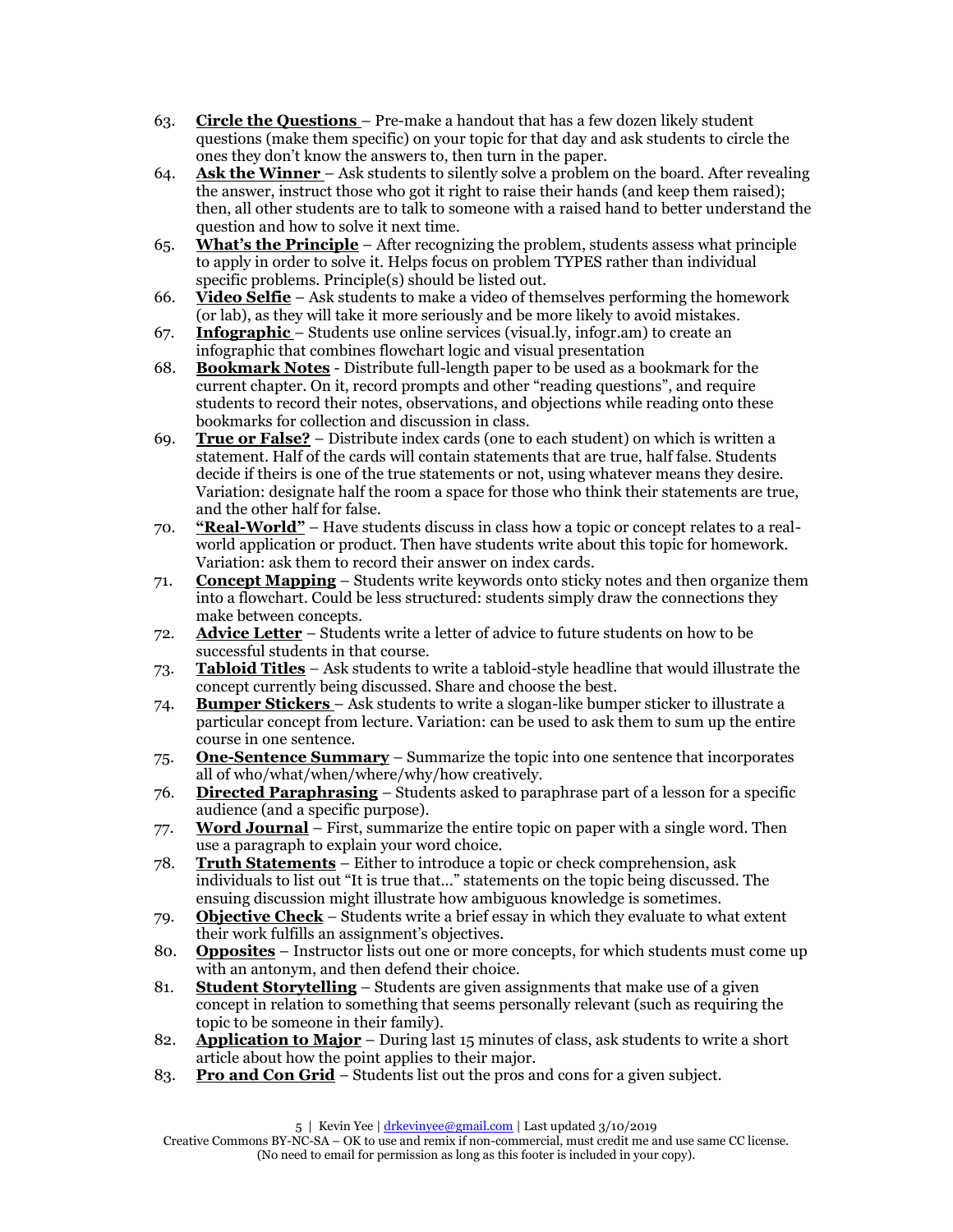63. **Circle the Questions** – Pre-make a handout that has a few dozen likely student questions (make them specific) on your topic for that day and ask students to circle the ones they don't know the answers to, then turn in the paper.
64. **Ask the Winner** – Ask students to silently solve a problem on the board. After revealing the answer, instruct those who got it right to raise their hands (and keep them raised); then, all other students are to talk to someone with a raised hand to better understand the question and how to solve it next time.
65. **What's the Principle** – After recognizing the problem, students assess what principle to apply in order to solve it. Helps focus on problem TYPES rather than individual specific problems. Principle(s) should be listed out.
66. **Video Selfie** – Ask students to make a video of themselves performing the homework (or lab), as they will take it more seriously and be more likely to avoid mistakes.
67. **Infographic** – Students use online services (visual.ly, infogr.am) to create an infographic that combines flowchart logic and visual presentation
68. **Bookmark Notes** - Distribute full-length paper to be used as a bookmark for the current chapter. On it, record prompts and other "reading questions", and require students to record their notes, observations, and objections while reading onto these bookmarks for collection and discussion in class.
69. **True or False?** – Distribute index cards (one to each student) on which is written a statement. Half of the cards will contain statements that are true, half false. Students decide if theirs is one of the true statements or not, using whatever means they desire. Variation: designate half the room a space for those who think their statements are true, and the other half for false.
70. **"Real-World"** – Have students discuss in class how a topic or concept relates to a real-world application or product. Then have students write about this topic for homework. Variation: ask them to record their answer on index cards.
71. **Concept Mapping** – Students write keywords onto sticky notes and then organize them into a flowchart. Could be less structured: students simply draw the connections they make between concepts.
72. **Advice Letter** – Students write a letter of advice to future students on how to be successful students in that course.
73. **Tabloid Titles** – Ask students to write a tabloid-style headline that would illustrate the concept currently being discussed. Share and choose the best.
74. **Bumper Stickers** – Ask students to write a slogan-like bumper sticker to illustrate a particular concept from lecture. Variation: can be used to ask them to sum up the entire course in one sentence.
75. **One-Sentence Summary** – Summarize the topic into one sentence that incorporates all of who/what/when/where/why/how creatively.
76. **Directed Paraphrasing** – Students asked to paraphrase part of a lesson for a specific audience (and a specific purpose).
77. **Word Journal** – First, summarize the entire topic on paper with a single word. Then use a paragraph to explain your word choice.
78. **Truth Statements** – Either to introduce a topic or check comprehension, ask individuals to list out "It is true that…" statements on the topic being discussed. The ensuing discussion might illustrate how ambiguous knowledge is sometimes.
79. **Objective Check** – Students write a brief essay in which they evaluate to what extent their work fulfills an assignment's objectives.
80. **Opposites** – Instructor lists out one or more concepts, for which students must come up with an antonym, and then defend their choice.
81. **Student Storytelling** – Students are given assignments that make use of a given concept in relation to something that seems personally relevant (such as requiring the topic to be someone in their family).
82. **Application to Major** – During last 15 minutes of class, ask students to write a short article about how the point applies to their major.
83. **Pro and Con Grid** – Students list out the pros and cons for a given subject.

5 | Kevin Yee | drkevinyee@gmail.com | Last updated 3/10/2019
Creative Commons BY-NC-SA – OK to use and remix if non-commercial, must credit me and use same CC license. (No need to email for permission as long as this footer is included in your copy).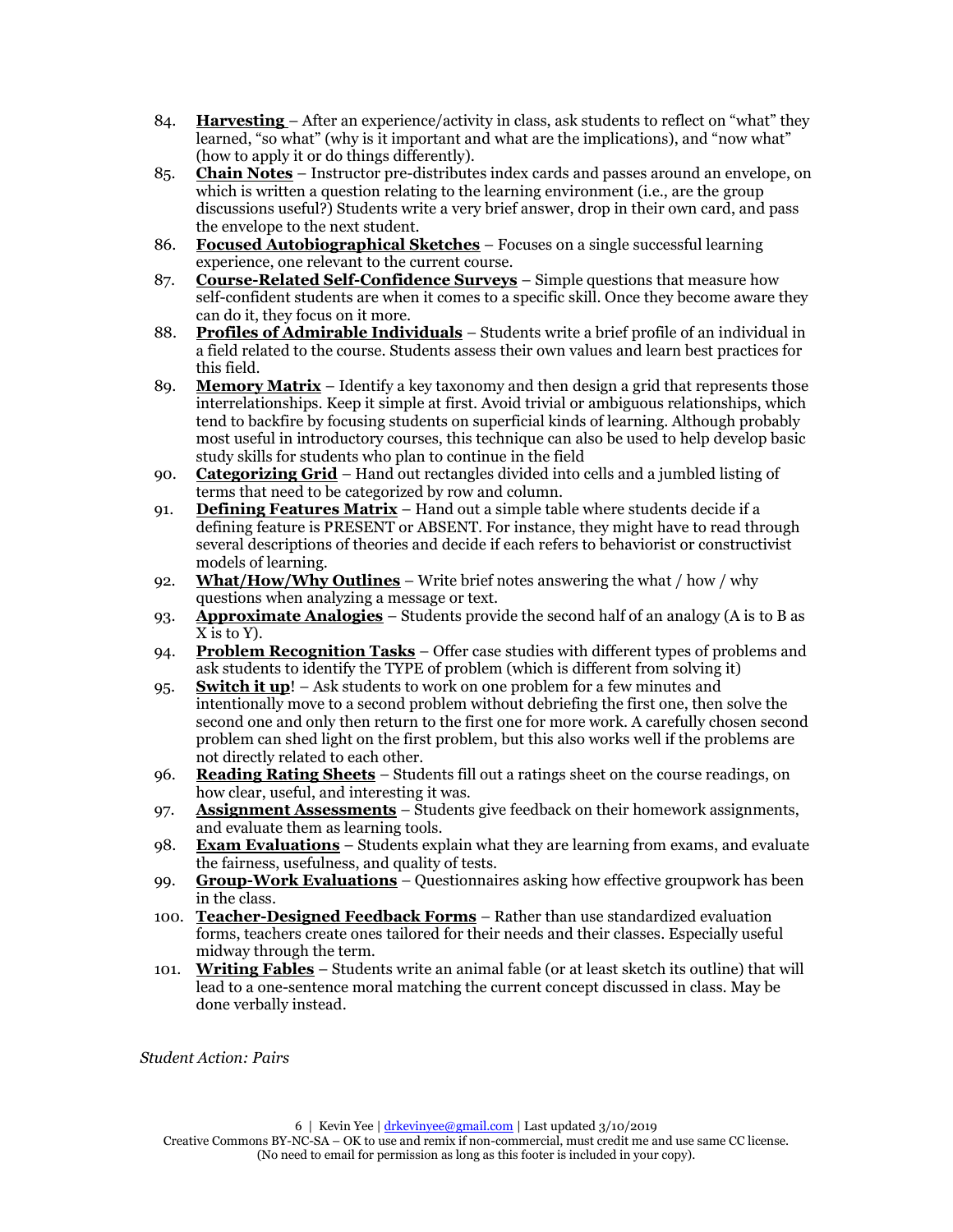84. **Harvesting** – After an experience/activity in class, ask students to reflect on "what" they learned, "so what" (why is it important and what are the implications), and "now what" (how to apply it or do things differently).
85. **Chain Notes** – Instructor pre-distributes index cards and passes around an envelope, on which is written a question relating to the learning environment (i.e., are the group discussions useful?) Students write a very brief answer, drop in their own card, and pass the envelope to the next student.
86. **Focused Autobiographical Sketches** – Focuses on a single successful learning experience, one relevant to the current course.
87. **Course-Related Self-Confidence Surveys** – Simple questions that measure how self-confident students are when it comes to a specific skill. Once they become aware they can do it, they focus on it more.
88. **Profiles of Admirable Individuals** – Students write a brief profile of an individual in a field related to the course. Students assess their own values and learn best practices for this field.
89. **Memory Matrix** – Identify a key taxonomy and then design a grid that represents those interrelationships. Keep it simple at first. Avoid trivial or ambiguous relationships, which tend to backfire by focusing students on superficial kinds of learning. Although probably most useful in introductory courses, this technique can also be used to help develop basic study skills for students who plan to continue in the field
90. **Categorizing Grid** – Hand out rectangles divided into cells and a jumbled listing of terms that need to be categorized by row and column.
91. **Defining Features Matrix** – Hand out a simple table where students decide if a defining feature is PRESENT or ABSENT. For instance, they might have to read through several descriptions of theories and decide if each refers to behaviorist or constructivist models of learning.
92. **What/How/Why Outlines** – Write brief notes answering the what / how / why questions when analyzing a message or text.
93. **Approximate Analogies** – Students provide the second half of an analogy (A is to B as X is to Y).
94. **Problem Recognition Tasks** – Offer case studies with different types of problems and ask students to identify the TYPE of problem (which is different from solving it)
95. **Switch it up**! – Ask students to work on one problem for a few minutes and intentionally move to a second problem without debriefing the first one, then solve the second one and only then return to the first one for more work. A carefully chosen second problem can shed light on the first problem, but this also works well if the problems are not directly related to each other.
96. **Reading Rating Sheets** – Students fill out a ratings sheet on the course readings, on how clear, useful, and interesting it was.
97. **Assignment Assessments** – Students give feedback on their homework assignments, and evaluate them as learning tools.
98. **Exam Evaluations** – Students explain what they are learning from exams, and evaluate the fairness, usefulness, and quality of tests.
99. **Group-Work Evaluations** – Questionnaires asking how effective groupwork has been in the class.
100. **Teacher-Designed Feedback Forms** – Rather than use standardized evaluation forms, teachers create ones tailored for their needs and their classes. Especially useful midway through the term.
101. **Writing Fables** – Students write an animal fable (or at least sketch its outline) that will lead to a one-sentence moral matching the current concept discussed in class. May be done verbally instead.

*Student Action: Pairs*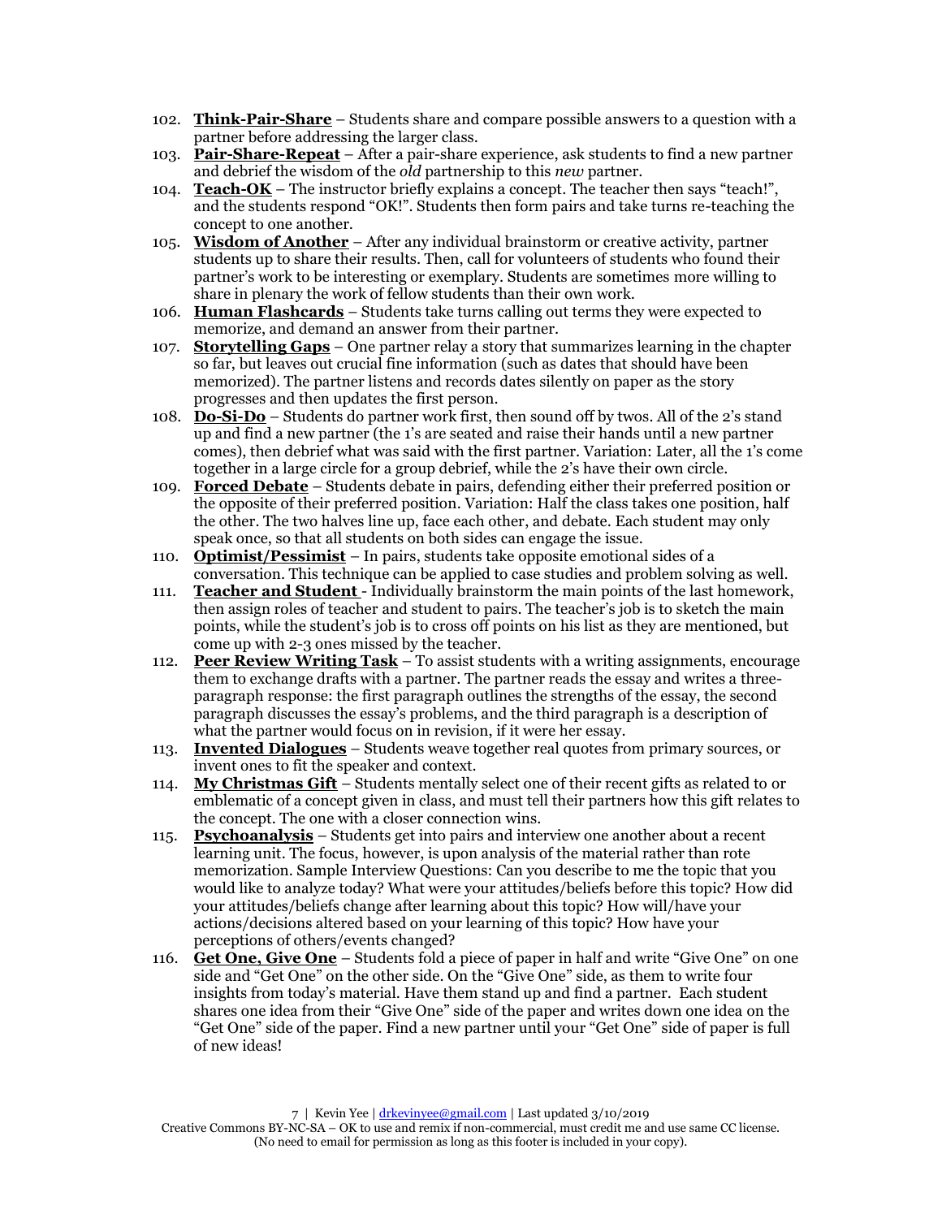102. **Think-Pair-Share** – Students share and compare possible answers to a question with a partner before addressing the larger class.
103. **Pair-Share-Repeat** – After a pair-share experience, ask students to find a new partner and debrief the wisdom of the *old* partnership to this *new* partner.
104. **Teach-OK** – The instructor briefly explains a concept. The teacher then says "teach!", and the students respond "OK!". Students then form pairs and take turns re-teaching the concept to one another.
105. **Wisdom of Another** – After any individual brainstorm or creative activity, partner students up to share their results. Then, call for volunteers of students who found their partner's work to be interesting or exemplary. Students are sometimes more willing to share in plenary the work of fellow students than their own work.
106. **Human Flashcards** – Students take turns calling out terms they were expected to memorize, and demand an answer from their partner.
107. **Storytelling Gaps** – One partner relay a story that summarizes learning in the chapter so far, but leaves out crucial fine information (such as dates that should have been memorized). The partner listens and records dates silently on paper as the story progresses and then updates the first person.
108. **Do-Si-Do** – Students do partner work first, then sound off by twos. All of the 2's stand up and find a new partner (the 1's are seated and raise their hands until a new partner comes), then debrief what was said with the first partner. Variation: Later, all the 1's come together in a large circle for a group debrief, while the 2's have their own circle.
109. **Forced Debate** – Students debate in pairs, defending either their preferred position or the opposite of their preferred position. Variation: Half the class takes one position, half the other. The two halves line up, face each other, and debate. Each student may only speak once, so that all students on both sides can engage the issue.
110. **Optimist/Pessimist** – In pairs, students take opposite emotional sides of a conversation. This technique can be applied to case studies and problem solving as well.
111. **Teacher and Student** - Individually brainstorm the main points of the last homework, then assign roles of teacher and student to pairs. The teacher's job is to sketch the main points, while the student's job is to cross off points on his list as they are mentioned, but come up with 2-3 ones missed by the teacher.
112. **Peer Review Writing Task** – To assist students with a writing assignments, encourage them to exchange drafts with a partner. The partner reads the essay and writes a three-paragraph response: the first paragraph outlines the strengths of the essay, the second paragraph discusses the essay's problems, and the third paragraph is a description of what the partner would focus on in revision, if it were her essay.
113. **Invented Dialogues** – Students weave together real quotes from primary sources, or invent ones to fit the speaker and context.
114. **My Christmas Gift** – Students mentally select one of their recent gifts as related to or emblematic of a concept given in class, and must tell their partners how this gift relates to the concept. The one with a closer connection wins.
115. **Psychoanalysis** – Students get into pairs and interview one another about a recent learning unit. The focus, however, is upon analysis of the material rather than rote memorization. Sample Interview Questions: Can you describe to me the topic that you would like to analyze today? What were your attitudes/beliefs before this topic? How did your attitudes/beliefs change after learning about this topic? How will/have your actions/decisions altered based on your learning of this topic? How have your perceptions of others/events changed?
116. **Get One, Give One** – Students fold a piece of paper in half and write "Give One" on one side and "Get One" on the other side. On the "Give One" side, as them to write four insights from today's material. Have them stand up and find a partner. Each student shares one idea from their "Give One" side of the paper and writes down one idea on the "Get One" side of the paper. Find a new partner until your "Get One" side of paper is full of new ideas!

7 | Kevin Yee | drkevinyee@gmail.com | Last updated 3/10/2019
Creative Commons BY-NC-SA – OK to use and remix if non-commercial, must credit me and use same CC license. (No need to email for permission as long as this footer is included in your copy).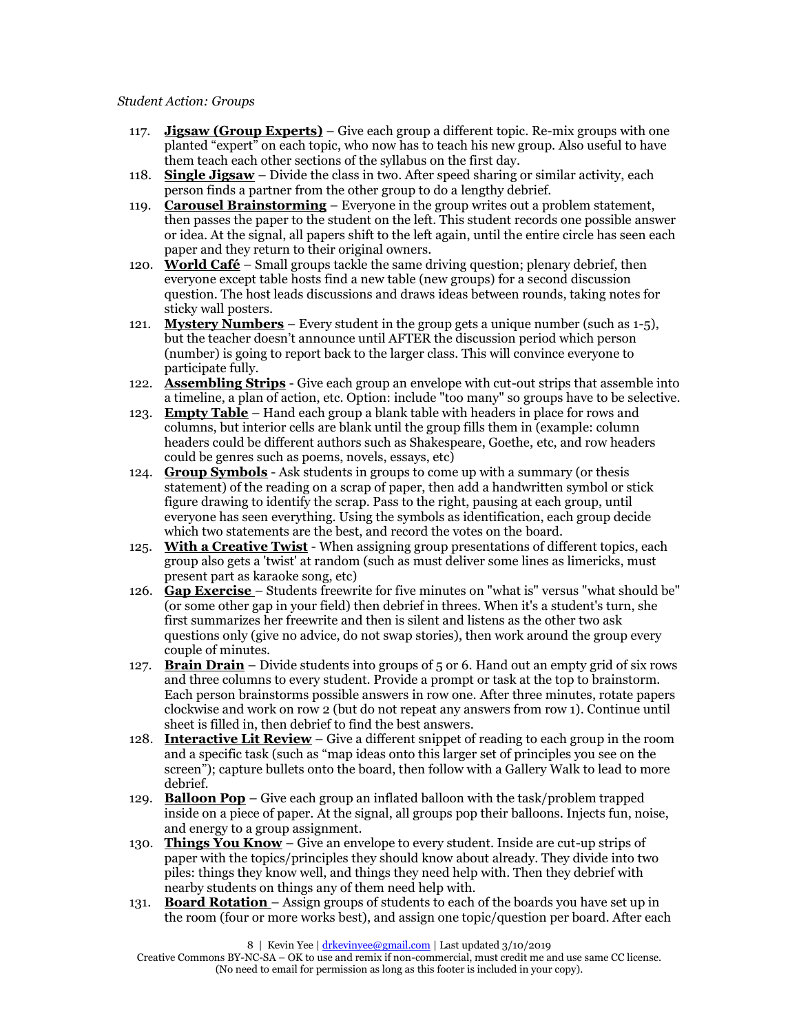*Student Action: Groups*

117. **Jigsaw (Group Experts)** – Give each group a different topic. Re-mix groups with one planted "expert" on each topic, who now has to teach his new group. Also useful to have them teach each other sections of the syllabus on the first day.
118. **Single Jigsaw** – Divide the class in two. After speed sharing or similar activity, each person finds a partner from the other group to do a lengthy debrief.
119. **Carousel Brainstorming** – Everyone in the group writes out a problem statement, then passes the paper to the student on the left. This student records one possible answer or idea. At the signal, all papers shift to the left again, until the entire circle has seen each paper and they return to their original owners.
120. **World Café** – Small groups tackle the same driving question; plenary debrief, then everyone except table hosts find a new table (new groups) for a second discussion question. The host leads discussions and draws ideas between rounds, taking notes for sticky wall posters.
121. **Mystery Numbers** – Every student in the group gets a unique number (such as 1-5), but the teacher doesn't announce until AFTER the discussion period which person (number) is going to report back to the larger class. This will convince everyone to participate fully.
122. **Assembling Strips** - Give each group an envelope with cut-out strips that assemble into a timeline, a plan of action, etc. Option: include "too many" so groups have to be selective.
123. **Empty Table** – Hand each group a blank table with headers in place for rows and columns, but interior cells are blank until the group fills them in (example: column headers could be different authors such as Shakespeare, Goethe, etc, and row headers could be genres such as poems, novels, essays, etc)
124. **Group Symbols** - Ask students in groups to come up with a summary (or thesis statement) of the reading on a scrap of paper, then add a handwritten symbol or stick figure drawing to identify the scrap. Pass to the right, pausing at each group, until everyone has seen everything. Using the symbols as identification, each group decide which two statements are the best, and record the votes on the board.
125. **With a Creative Twist** - When assigning group presentations of different topics, each group also gets a 'twist' at random (such as must deliver some lines as limericks, must present part as karaoke song, etc)
126. **Gap Exercise** – Students freewrite for five minutes on "what is" versus "what should be" (or some other gap in your field) then debrief in threes. When it's a student's turn, she first summarizes her freewrite and then is silent and listens as the other two ask questions only (give no advice, do not swap stories), then work around the group every couple of minutes.
127. **Brain Drain** – Divide students into groups of 5 or 6. Hand out an empty grid of six rows and three columns to every student. Provide a prompt or task at the top to brainstorm. Each person brainstorms possible answers in row one. After three minutes, rotate papers clockwise and work on row 2 (but do not repeat any answers from row 1). Continue until sheet is filled in, then debrief to find the best answers.
128. **Interactive Lit Review** – Give a different snippet of reading to each group in the room and a specific task (such as "map ideas onto this larger set of principles you see on the screen"); capture bullets onto the board, then follow with a Gallery Walk to lead to more debrief.
129. **Balloon Pop** – Give each group an inflated balloon with the task/problem trapped inside on a piece of paper. At the signal, all groups pop their balloons. Injects fun, noise, and energy to a group assignment.
130. **Things You Know** – Give an envelope to every student. Inside are cut-up strips of paper with the topics/principles they should know about already. They divide into two piles: things they know well, and things they need help with. Then they debrief with nearby students on things any of them need help with.
131. **Board Rotation** – Assign groups of students to each of the boards you have set up in the room (four or more works best), and assign one topic/question per board. After each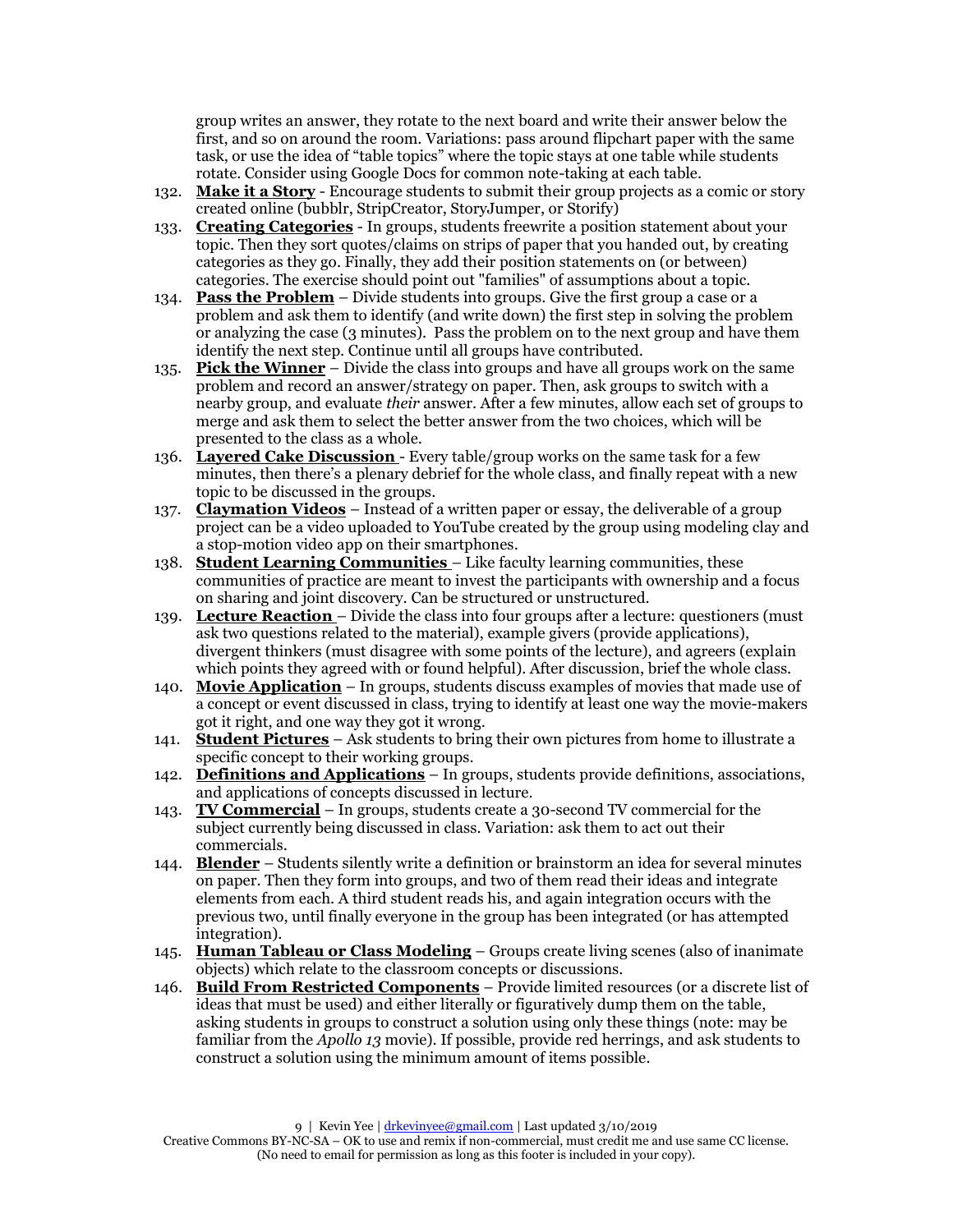group writes an answer, they rotate to the next board and write their answer below the first, and so on around the room. Variations: pass around flipchart paper with the same task, or use the idea of "table topics" where the topic stays at one table while students rotate. Consider using Google Docs for common note-taking at each table.

132. **Make it a Story** - Encourage students to submit their group projects as a comic or story created online (bubblr, StripCreator, StoryJumper, or Storify)
133. **Creating Categories** - In groups, students freewrite a position statement about your topic. Then they sort quotes/claims on strips of paper that you handed out, by creating categories as they go. Finally, they add their position statements on (or between) categories. The exercise should point out "families" of assumptions about a topic.
134. **Pass the Problem** – Divide students into groups. Give the first group a case or a problem and ask them to identify (and write down) the first step in solving the problem or analyzing the case (3 minutes). Pass the problem on to the next group and have them identify the next step. Continue until all groups have contributed.
135. **Pick the Winner** – Divide the class into groups and have all groups work on the same problem and record an answer/strategy on paper. Then, ask groups to switch with a nearby group, and evaluate *their* answer. After a few minutes, allow each set of groups to merge and ask them to select the better answer from the two choices, which will be presented to the class as a whole.
136. **Layered Cake Discussion** - Every table/group works on the same task for a few minutes, then there's a plenary debrief for the whole class, and finally repeat with a new topic to be discussed in the groups.
137. **Claymation Videos** – Instead of a written paper or essay, the deliverable of a group project can be a video uploaded to YouTube created by the group using modeling clay and a stop-motion video app on their smartphones.
138. **Student Learning Communities** – Like faculty learning communities, these communities of practice are meant to invest the participants with ownership and a focus on sharing and joint discovery. Can be structured or unstructured.
139. **Lecture Reaction** – Divide the class into four groups after a lecture: questioners (must ask two questions related to the material), example givers (provide applications), divergent thinkers (must disagree with some points of the lecture), and agreers (explain which points they agreed with or found helpful). After discussion, brief the whole class.
140. **Movie Application** – In groups, students discuss examples of movies that made use of a concept or event discussed in class, trying to identify at least one way the movie-makers got it right, and one way they got it wrong.
141. **Student Pictures** – Ask students to bring their own pictures from home to illustrate a specific concept to their working groups.
142. **Definitions and Applications** – In groups, students provide definitions, associations, and applications of concepts discussed in lecture.
143. **TV Commercial** – In groups, students create a 30-second TV commercial for the subject currently being discussed in class. Variation: ask them to act out their commercials.
144. **Blender** – Students silently write a definition or brainstorm an idea for several minutes on paper. Then they form into groups, and two of them read their ideas and integrate elements from each. A third student reads his, and again integration occurs with the previous two, until finally everyone in the group has been integrated (or has attempted integration).
145. **Human Tableau or Class Modeling** – Groups create living scenes (also of inanimate objects) which relate to the classroom concepts or discussions.
146. **Build From Restricted Components** – Provide limited resources (or a discrete list of ideas that must be used) and either literally or figuratively dump them on the table, asking students in groups to construct a solution using only these things (note: may be familiar from the *Apollo 13* movie). If possible, provide red herrings, and ask students to construct a solution using the minimum amount of items possible.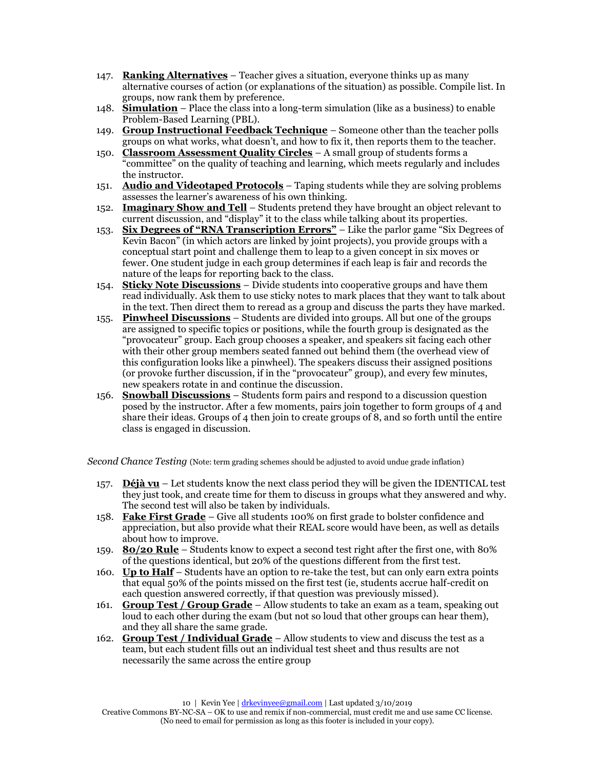147. **Ranking Alternatives** – Teacher gives a situation, everyone thinks up as many alternative courses of action (or explanations of the situation) as possible. Compile list. In groups, now rank them by preference.
148. **Simulation** – Place the class into a long-term simulation (like as a business) to enable Problem-Based Learning (PBL).
149. **Group Instructional Feedback Technique** – Someone other than the teacher polls groups on what works, what doesn't, and how to fix it, then reports them to the teacher.
150. **Classroom Assessment Quality Circles** – A small group of students forms a "committee" on the quality of teaching and learning, which meets regularly and includes the instructor.
151. **Audio and Videotaped Protocols** – Taping students while they are solving problems assesses the learner's awareness of his own thinking.
152. **Imaginary Show and Tell** – Students pretend they have brought an object relevant to current discussion, and "display" it to the class while talking about its properties.
153. **Six Degrees of "RNA Transcription Errors"** – Like the parlor game "Six Degrees of Kevin Bacon" (in which actors are linked by joint projects), you provide groups with a conceptual start point and challenge them to leap to a given concept in six moves or fewer. One student judge in each group determines if each leap is fair and records the nature of the leaps for reporting back to the class.
154. **Sticky Note Discussions** – Divide students into cooperative groups and have them read individually. Ask them to use sticky notes to mark places that they want to talk about in the text. Then direct them to reread as a group and discuss the parts they have marked.
155. **Pinwheel Discussions** – Students are divided into groups. All but one of the groups are assigned to specific topics or positions, while the fourth group is designated as the "provocateur" group. Each group chooses a speaker, and speakers sit facing each other with their other group members seated fanned out behind them (the overhead view of this configuration looks like a pinwheel). The speakers discuss their assigned positions (or provoke further discussion, if in the "provocateur" group), and every few minutes, new speakers rotate in and continue the discussion.
156. **Snowball Discussions** – Students form pairs and respond to a discussion question posed by the instructor. After a few moments, pairs join together to form groups of 4 and share their ideas. Groups of 4 then join to create groups of 8, and so forth until the entire class is engaged in discussion.

*Second Chance Testing* (Note: term grading schemes should be adjusted to avoid undue grade inflation)

157. **Déjà vu** – Let students know the next class period they will be given the IDENTICAL test they just took, and create time for them to discuss in groups what they answered and why. The second test will also be taken by individuals.
158. **Fake First Grade** – Give all students 100% on first grade to bolster confidence and appreciation, but also provide what their REAL score would have been, as well as details about how to improve.
159. **80/20 Rule** – Students know to expect a second test right after the first one, with 80% of the questions identical, but 20% of the questions different from the first test.
160. **Up to Half** – Students have an option to re-take the test, but can only earn extra points that equal 50% of the points missed on the first test (ie, students accrue half-credit on each question answered correctly, if that question was previously missed).
161. **Group Test / Group Grade** – Allow students to take an exam as a team, speaking out loud to each other during the exam (but not so loud that other groups can hear them), and they all share the same grade.
162. **Group Test / Individual Grade** – Allow students to view and discuss the test as a team, but each student fills out an individual test sheet and thus results are not necessarily the same across the entire group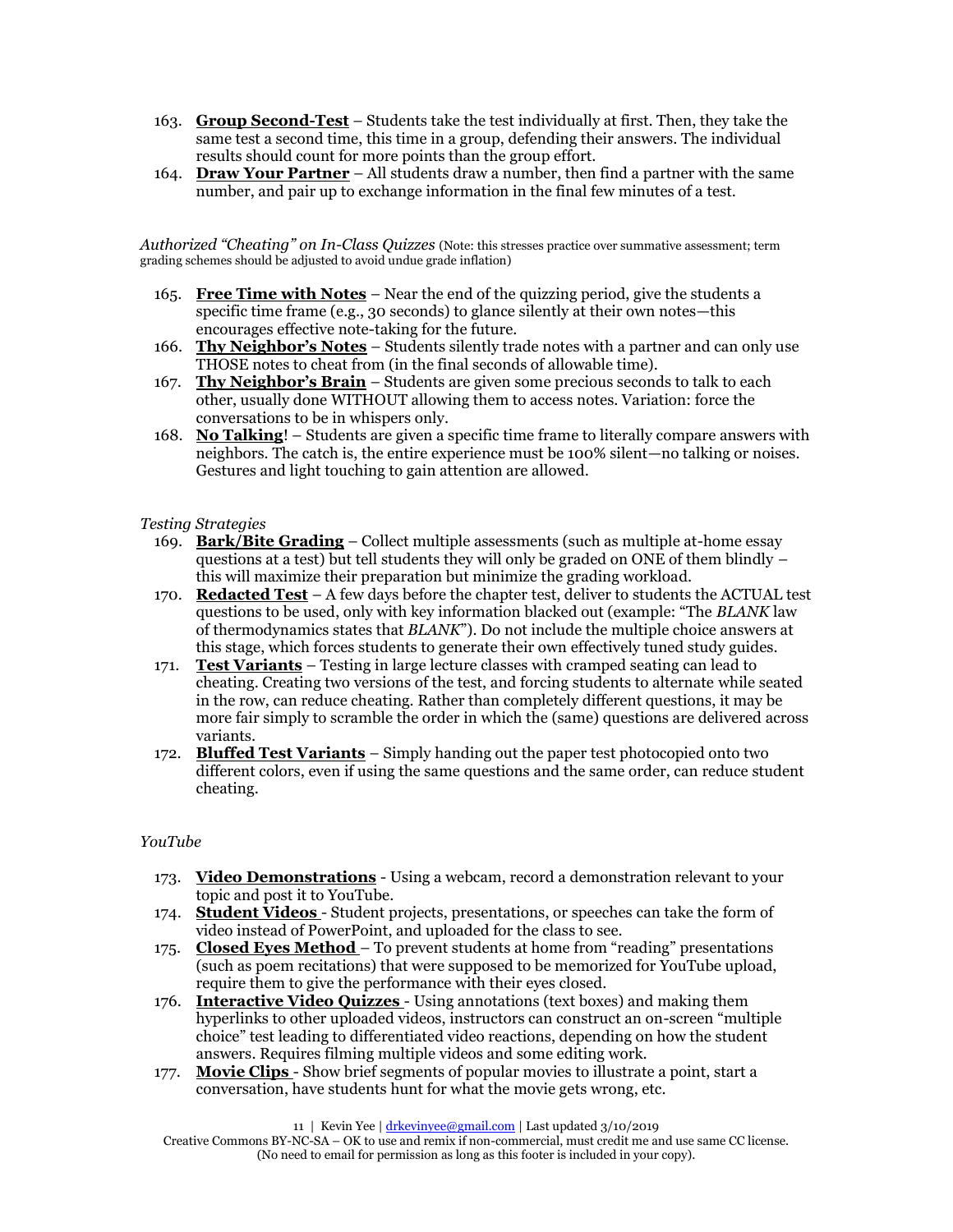163. **Group Second-Test** – Students take the test individually at first. Then, they take the same test a second time, this time in a group, defending their answers. The individual results should count for more points than the group effort.
164. **Draw Your Partner** – All students draw a number, then find a partner with the same number, and pair up to exchange information in the final few minutes of a test.

*Authorized "Cheating" on In-Class Quizzes* (Note: this stresses practice over summative assessment; term grading schemes should be adjusted to avoid undue grade inflation)

165. **Free Time with Notes** – Near the end of the quizzing period, give the students a specific time frame (e.g., 30 seconds) to glance silently at their own notes—this encourages effective note-taking for the future.
166. **Thy Neighbor's Notes** – Students silently trade notes with a partner and can only use THOSE notes to cheat from (in the final seconds of allowable time).
167. **Thy Neighbor's Brain** – Students are given some precious seconds to talk to each other, usually done WITHOUT allowing them to access notes. Variation: force the conversations to be in whispers only.
168. **No Talking!** – Students are given a specific time frame to literally compare answers with neighbors. The catch is, the entire experience must be 100% silent—no talking or noises. Gestures and light touching to gain attention are allowed.

*Testing Strategies*

169. **Bark/Bite Grading** – Collect multiple assessments (such as multiple at-home essay questions at a test) but tell students they will only be graded on ONE of them blindly – this will maximize their preparation but minimize the grading workload.
170. **Redacted Test** – A few days before the chapter test, deliver to students the ACTUAL test questions to be used, only with key information blacked out (example: "The *BLANK* law of thermodynamics states that *BLANK*"). Do not include the multiple choice answers at this stage, which forces students to generate their own effectively tuned study guides.
171. **Test Variants** – Testing in large lecture classes with cramped seating can lead to cheating. Creating two versions of the test, and forcing students to alternate while seated in the row, can reduce cheating. Rather than completely different questions, it may be more fair simply to scramble the order in which the (same) questions are delivered across variants.
172. **Bluffed Test Variants** – Simply handing out the paper test photocopied onto two different colors, even if using the same questions and the same order, can reduce student cheating.

*YouTube*

173. **Video Demonstrations** - Using a webcam, record a demonstration relevant to your topic and post it to YouTube.
174. **Student Videos** - Student projects, presentations, or speeches can take the form of video instead of PowerPoint, and uploaded for the class to see.
175. **Closed Eyes Method** – To prevent students at home from "reading" presentations (such as poem recitations) that were supposed to be memorized for YouTube upload, require them to give the performance with their eyes closed.
176. **Interactive Video Quizzes** - Using annotations (text boxes) and making them hyperlinks to other uploaded videos, instructors can construct an on-screen "multiple choice" test leading to differentiated video reactions, depending on how the student answers. Requires filming multiple videos and some editing work.
177. **Movie Clips** - Show brief segments of popular movies to illustrate a point, start a conversation, have students hunt for what the movie gets wrong, etc.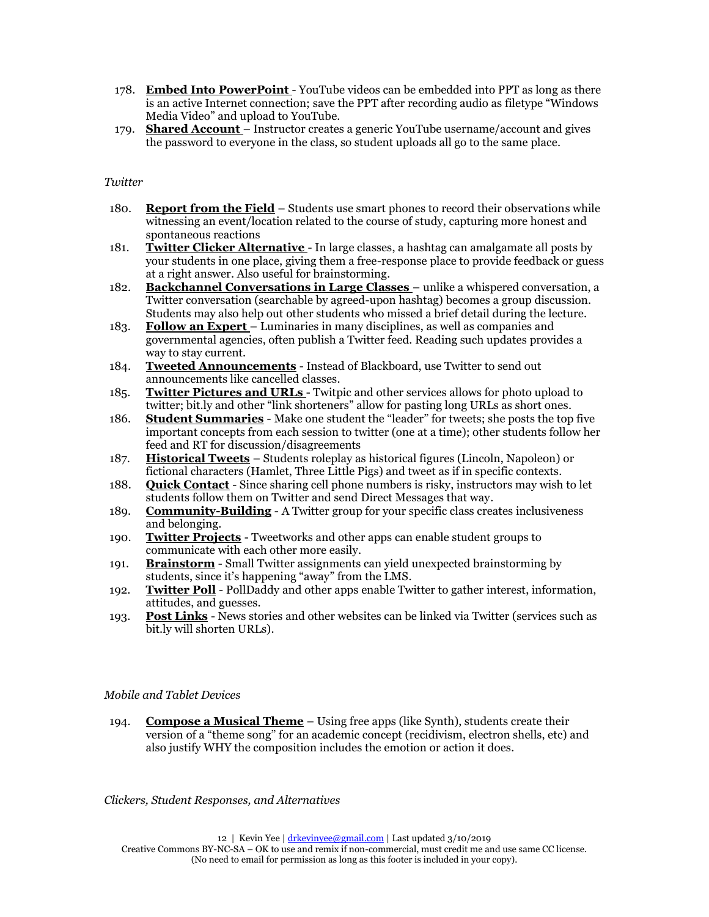178. **Embed Into PowerPoint** - YouTube videos can be embedded into PPT as long as there is an active Internet connection; save the PPT after recording audio as filetype "Windows Media Video" and upload to YouTube.
179. **Shared Account** – Instructor creates a generic YouTube username/account and gives the password to everyone in the class, so student uploads all go to the same place.

*Twitter*

180. **Report from the Field** – Students use smart phones to record their observations while witnessing an event/location related to the course of study, capturing more honest and spontaneous reactions
181. **Twitter Clicker Alternative** - In large classes, a hashtag can amalgamate all posts by your students in one place, giving them a free-response place to provide feedback or guess at a right answer. Also useful for brainstorming.
182. **Backchannel Conversations in Large Classes** – unlike a whispered conversation, a Twitter conversation (searchable by agreed-upon hashtag) becomes a group discussion. Students may also help out other students who missed a brief detail during the lecture.
183. **Follow an Expert** – Luminaries in many disciplines, as well as companies and governmental agencies, often publish a Twitter feed. Reading such updates provides a way to stay current.
184. **Tweeted Announcements** - Instead of Blackboard, use Twitter to send out announcements like cancelled classes.
185. **Twitter Pictures and URLs** - Twitpic and other services allows for photo upload to twitter; bit.ly and other "link shorteners" allow for pasting long URLs as short ones.
186. **Student Summaries** - Make one student the "leader" for tweets; she posts the top five important concepts from each session to twitter (one at a time); other students follow her feed and RT for discussion/disagreements
187. **Historical Tweets** – Students roleplay as historical figures (Lincoln, Napoleon) or fictional characters (Hamlet, Three Little Pigs) and tweet as if in specific contexts.
188. **Quick Contact** - Since sharing cell phone numbers is risky, instructors may wish to let students follow them on Twitter and send Direct Messages that way.
189. **Community-Building** - A Twitter group for your specific class creates inclusiveness and belonging.
190. **Twitter Projects** - Tweetworks and other apps can enable student groups to communicate with each other more easily.
191. **Brainstorm** - Small Twitter assignments can yield unexpected brainstorming by students, since it's happening "away" from the LMS.
192. **Twitter Poll** - PollDaddy and other apps enable Twitter to gather interest, information, attitudes, and guesses.
193. **Post Links** - News stories and other websites can be linked via Twitter (services such as bit.ly will shorten URLs).

*Mobile and Tablet Devices*

194. **Compose a Musical Theme** – Using free apps (like Synth), students create their version of a "theme song" for an academic concept (recidivism, electron shells, etc) and also justify WHY the composition includes the emotion or action it does.

*Clickers, Student Responses, and Alternatives*

12 | Kevin Yee | drkevinyee@gmail.com | Last updated 3/10/2019
Creative Commons BY-NC-SA – OK to use and remix if non-commercial, must credit me and use same CC license.
(No need to email for permission as long as this footer is included in your copy).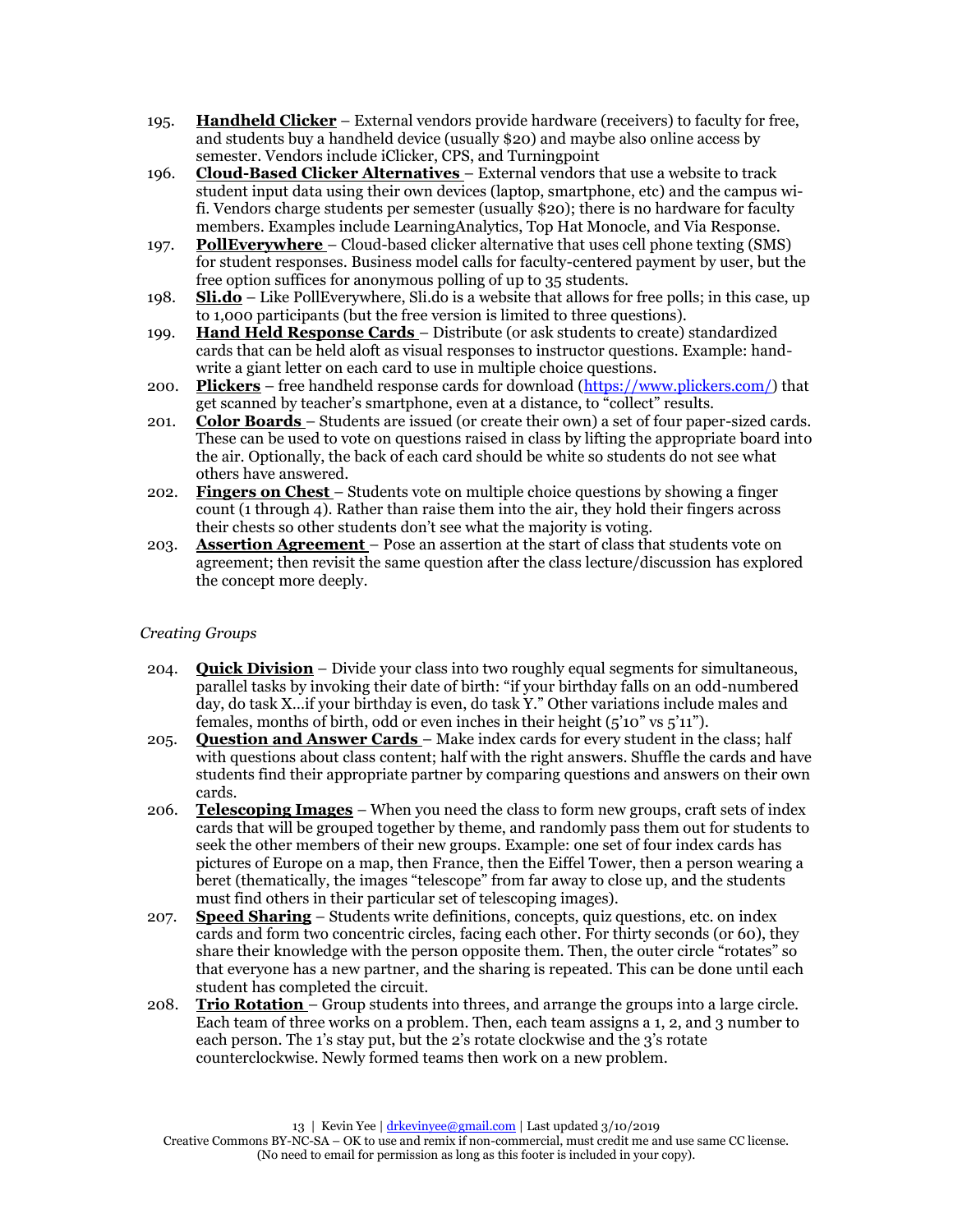195. **Handheld Clicker** – External vendors provide hardware (receivers) to faculty for free, and students buy a handheld device (usually $20) and maybe also online access by semester. Vendors include iClicker, CPS, and Turningpoint
196. **Cloud-Based Clicker Alternatives** – External vendors that use a website to track student input data using their own devices (laptop, smartphone, etc) and the campus wi-fi. Vendors charge students per semester (usually $20); there is no hardware for faculty members. Examples include LearningAnalytics, Top Hat Monocle, and Via Response.
197. **PollEverywhere** – Cloud-based clicker alternative that uses cell phone texting (SMS) for student responses. Business model calls for faculty-centered payment by user, but the free option suffices for anonymous polling of up to 35 students.
198. **Sli.do** – Like PollEverywhere, Sli.do is a website that allows for free polls; in this case, up to 1,000 participants (but the free version is limited to three questions).
199. **Hand Held Response Cards** – Distribute (or ask students to create) standardized cards that can be held aloft as visual responses to instructor questions. Example: hand-write a giant letter on each card to use in multiple choice questions.
200. **Plickers** – free handheld response cards for download (https://www.plickers.com/) that get scanned by teacher's smartphone, even at a distance, to "collect" results.
201. **Color Boards** – Students are issued (or create their own) a set of four paper-sized cards. These can be used to vote on questions raised in class by lifting the appropriate board into the air. Optionally, the back of each card should be white so students do not see what others have answered.
202. **Fingers on Chest** – Students vote on multiple choice questions by showing a finger count (1 through 4). Rather than raise them into the air, they hold their fingers across their chests so other students don't see what the majority is voting.
203. **Assertion Agreement** – Pose an assertion at the start of class that students vote on agreement; then revisit the same question after the class lecture/discussion has explored the concept more deeply.

*Creating Groups*

204. **Quick Division** – Divide your class into two roughly equal segments for simultaneous, parallel tasks by invoking their date of birth: "if your birthday falls on an odd-numbered day, do task X…if your birthday is even, do task Y." Other variations include males and females, months of birth, odd or even inches in their height (5'10" vs 5'11").
205. **Question and Answer Cards** – Make index cards for every student in the class; half with questions about class content; half with the right answers. Shuffle the cards and have students find their appropriate partner by comparing questions and answers on their own cards.
206. **Telescoping Images** – When you need the class to form new groups, craft sets of index cards that will be grouped together by theme, and randomly pass them out for students to seek the other members of their new groups. Example: one set of four index cards has pictures of Europe on a map, then France, then the Eiffel Tower, then a person wearing a beret (thematically, the images "telescope" from far away to close up, and the students must find others in their particular set of telescoping images).
207. **Speed Sharing** – Students write definitions, concepts, quiz questions, etc. on index cards and form two concentric circles, facing each other. For thirty seconds (or 60), they share their knowledge with the person opposite them. Then, the outer circle "rotates" so that everyone has a new partner, and the sharing is repeated. This can be done until each student has completed the circuit.
208. **Trio Rotation** – Group students into threes, and arrange the groups into a large circle. Each team of three works on a problem. Then, each team assigns a 1, 2, and 3 number to each person. The 1's stay put, but the 2's rotate clockwise and the 3's rotate counterclockwise. Newly formed teams then work on a new problem.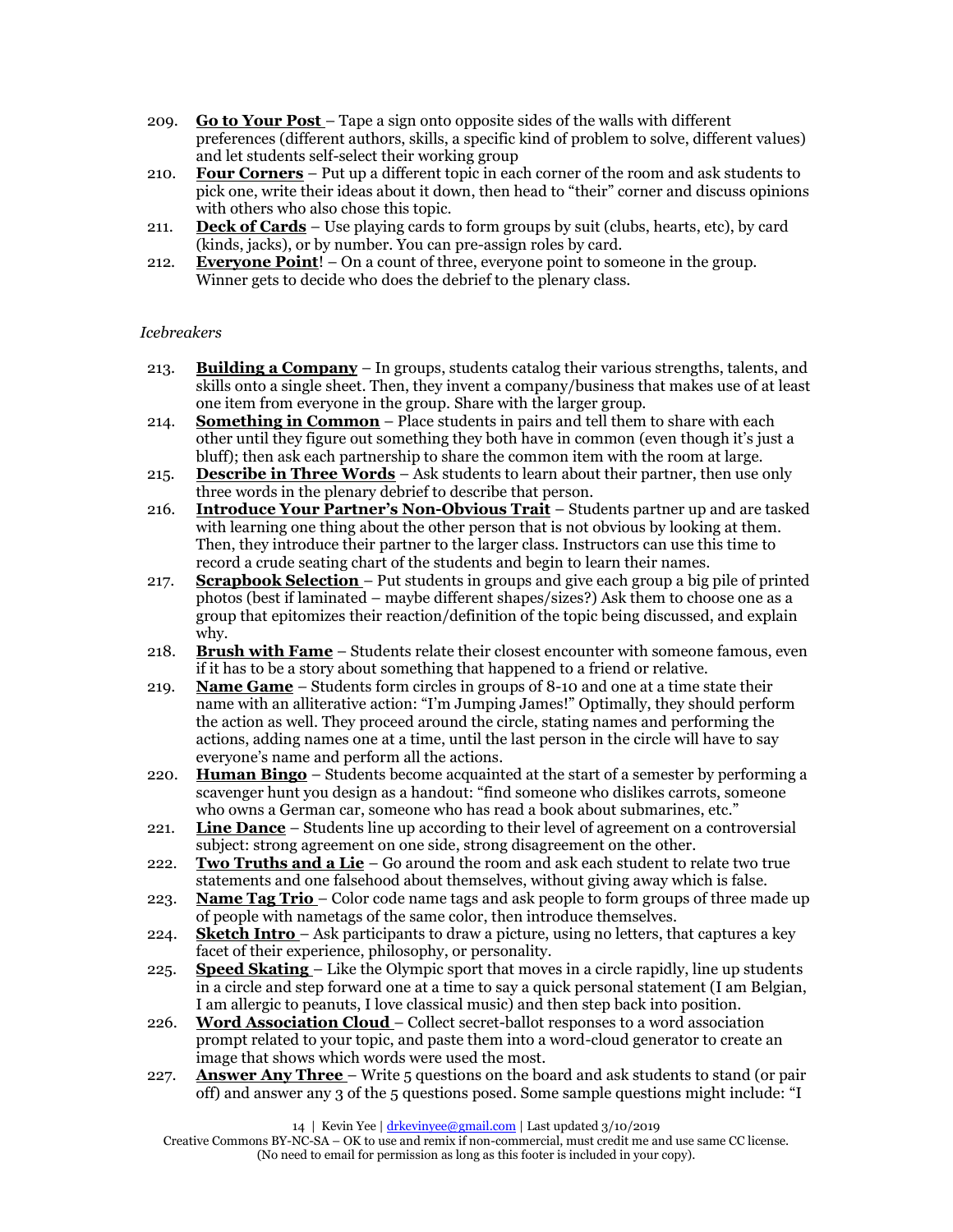209. **Go to Your Post** – Tape a sign onto opposite sides of the walls with different preferences (different authors, skills, a specific kind of problem to solve, different values) and let students self-select their working group
210. **Four Corners** – Put up a different topic in each corner of the room and ask students to pick one, write their ideas about it down, then head to "their" corner and discuss opinions with others who also chose this topic.
211. **Deck of Cards** – Use playing cards to form groups by suit (clubs, hearts, etc), by card (kinds, jacks), or by number. You can pre-assign roles by card.
212. **Everyone Point**! – On a count of three, everyone point to someone in the group. Winner gets to decide who does the debrief to the plenary class.

*Icebreakers*

213. **Building a Company** – In groups, students catalog their various strengths, talents, and skills onto a single sheet. Then, they invent a company/business that makes use of at least one item from everyone in the group. Share with the larger group.
214. **Something in Common** – Place students in pairs and tell them to share with each other until they figure out something they both have in common (even though it's just a bluff); then ask each partnership to share the common item with the room at large.
215. **Describe in Three Words** – Ask students to learn about their partner, then use only three words in the plenary debrief to describe that person.
216. **Introduce Your Partner's Non-Obvious Trait** – Students partner up and are tasked with learning one thing about the other person that is not obvious by looking at them. Then, they introduce their partner to the larger class. Instructors can use this time to record a crude seating chart of the students and begin to learn their names.
217. **Scrapbook Selection** – Put students in groups and give each group a big pile of printed photos (best if laminated – maybe different shapes/sizes?) Ask them to choose one as a group that epitomizes their reaction/definition of the topic being discussed, and explain why.
218. **Brush with Fame** – Students relate their closest encounter with someone famous, even if it has to be a story about something that happened to a friend or relative.
219. **Name Game** – Students form circles in groups of 8-10 and one at a time state their name with an alliterative action: "I'm Jumping James!" Optimally, they should perform the action as well. They proceed around the circle, stating names and performing the actions, adding names one at a time, until the last person in the circle will have to say everyone's name and perform all the actions.
220. **Human Bingo** – Students become acquainted at the start of a semester by performing a scavenger hunt you design as a handout: "find someone who dislikes carrots, someone who owns a German car, someone who has read a book about submarines, etc."
221. **Line Dance** – Students line up according to their level of agreement on a controversial subject: strong agreement on one side, strong disagreement on the other.
222. **Two Truths and a Lie** – Go around the room and ask each student to relate two true statements and one falsehood about themselves, without giving away which is false.
223. **Name Tag Trio** – Color code name tags and ask people to form groups of three made up of people with nametags of the same color, then introduce themselves.
224. **Sketch Intro** – Ask participants to draw a picture, using no letters, that captures a key facet of their experience, philosophy, or personality.
225. **Speed Skating** – Like the Olympic sport that moves in a circle rapidly, line up students in a circle and step forward one at a time to say a quick personal statement (I am Belgian, I am allergic to peanuts, I love classical music) and then step back into position.
226. **Word Association Cloud** – Collect secret-ballot responses to a word association prompt related to your topic, and paste them into a word-cloud generator to create an image that shows which words were used the most.
227. **Answer Any Three** – Write 5 questions on the board and ask students to stand (or pair off) and answer any 3 of the 5 questions posed. Some sample questions might include: "I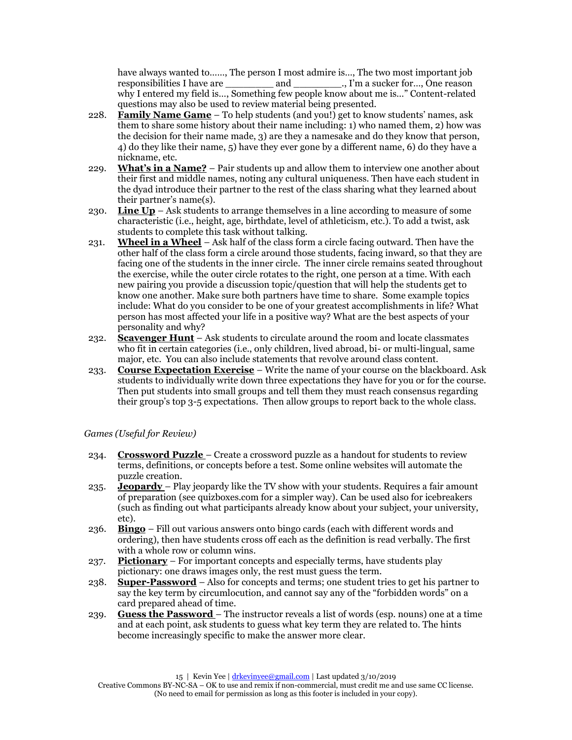have always wanted to……, The person I most admire is…, The two most important job responsibilities I have are ________ and ________., I'm a sucker for…, One reason why I entered my field is…, Something few people know about me is…" Content-related questions may also be used to review material being presented.

228. **Family Name Game** – To help students (and you!) get to know students' names, ask them to share some history about their name including: 1) who named them, 2) how was the decision for their name made, 3) are they a namesake and do they know that person, 4) do they like their name, 5) have they ever gone by a different name, 6) do they have a nickname, etc.
229. **What's in a Name?** – Pair students up and allow them to interview one another about their first and middle names, noting any cultural uniqueness. Then have each student in the dyad introduce their partner to the rest of the class sharing what they learned about their partner's name(s).
230. **Line Up** – Ask students to arrange themselves in a line according to measure of some characteristic (i.e., height, age, birthdate, level of athleticism, etc.). To add a twist, ask students to complete this task without talking.
231. **Wheel in a Wheel** – Ask half of the class form a circle facing outward. Then have the other half of the class form a circle around those students, facing inward, so that they are facing one of the students in the inner circle. The inner circle remains seated throughout the exercise, while the outer circle rotates to the right, one person at a time. With each new pairing you provide a discussion topic/question that will help the students get to know one another. Make sure both partners have time to share. Some example topics include: What do you consider to be one of your greatest accomplishments in life? What person has most affected your life in a positive way? What are the best aspects of your personality and why?
232. **Scavenger Hunt** – Ask students to circulate around the room and locate classmates who fit in certain categories (i.e., only children, lived abroad, bi- or multi-lingual, same major, etc. You can also include statements that revolve around class content.
233. **Course Expectation Exercise** – Write the name of your course on the blackboard. Ask students to individually write down three expectations they have for you or for the course. Then put students into small groups and tell them they must reach consensus regarding their group's top 3-5 expectations. Then allow groups to report back to the whole class.

*Games (Useful for Review)*

234. **Crossword Puzzle** – Create a crossword puzzle as a handout for students to review terms, definitions, or concepts before a test. Some online websites will automate the puzzle creation.
235. **Jeopardy** – Play jeopardy like the TV show with your students. Requires a fair amount of preparation (see quizboxes.com for a simpler way). Can be used also for icebreakers (such as finding out what participants already know about your subject, your university, etc).
236. **Bingo** – Fill out various answers onto bingo cards (each with different words and ordering), then have students cross off each as the definition is read verbally. The first with a whole row or column wins.
237. **Pictionary** – For important concepts and especially terms, have students play pictionary: one draws images only, the rest must guess the term.
238. **Super-Password** – Also for concepts and terms; one student tries to get his partner to say the key term by circumlocution, and cannot say any of the "forbidden words" on a card prepared ahead of time.
239. **Guess the Password** – The instructor reveals a list of words (esp. nouns) one at a time and at each point, ask students to guess what key term they are related to. The hints become increasingly specific to make the answer more clear.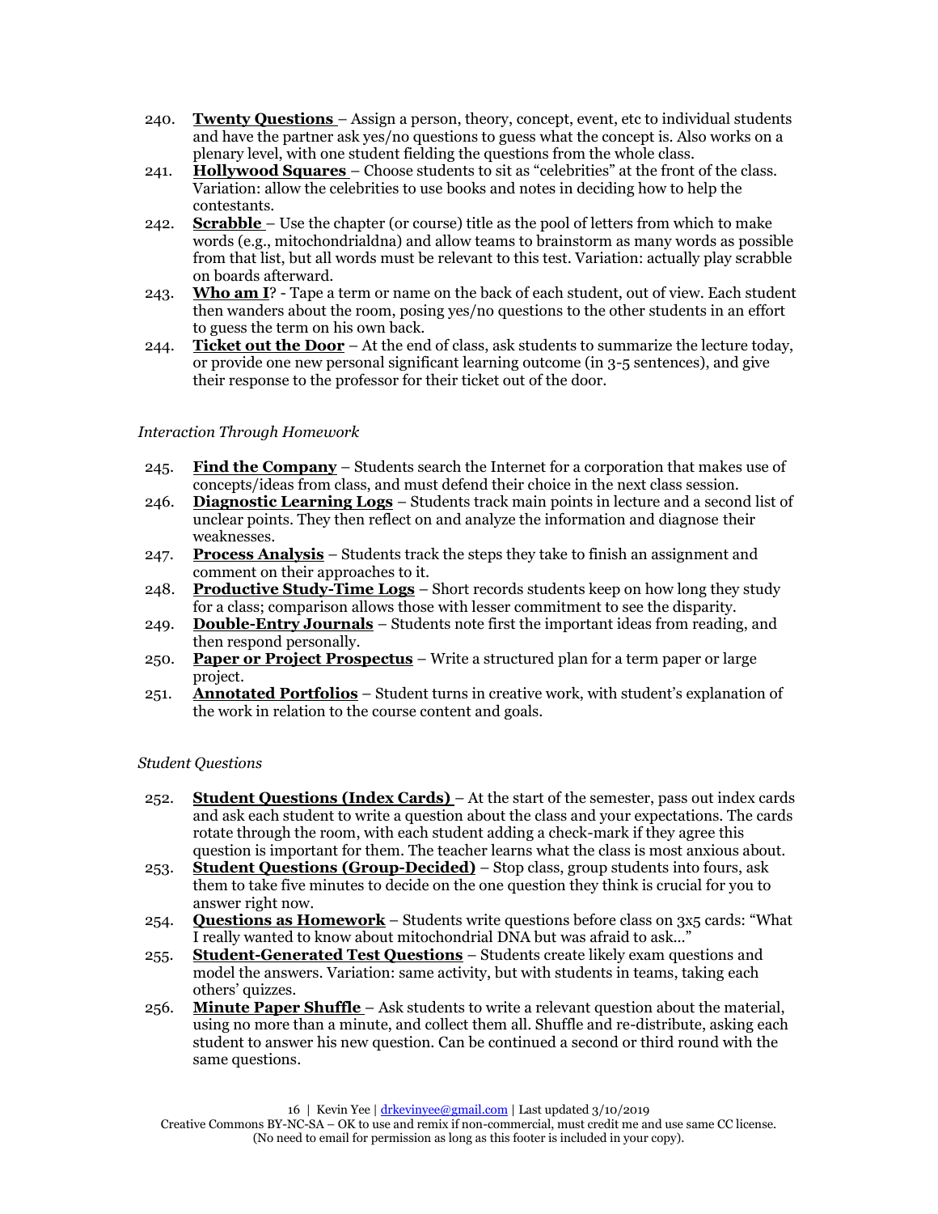240. **Twenty Questions** – Assign a person, theory, concept, event, etc to individual students and have the partner ask yes/no questions to guess what the concept is. Also works on a plenary level, with one student fielding the questions from the whole class.
241. **Hollywood Squares** – Choose students to sit as "celebrities" at the front of the class. Variation: allow the celebrities to use books and notes in deciding how to help the contestants.
242. **Scrabble** – Use the chapter (or course) title as the pool of letters from which to make words (e.g., mitochondrialdna) and allow teams to brainstorm as many words as possible from that list, but all words must be relevant to this test. Variation: actually play scrabble on boards afterward.
243. **Who am I**? - Tape a term or name on the back of each student, out of view. Each student then wanders about the room, posing yes/no questions to the other students in an effort to guess the term on his own back.
244. **Ticket out the Door** – At the end of class, ask students to summarize the lecture today, or provide one new personal significant learning outcome (in 3-5 sentences), and give their response to the professor for their ticket out of the door.

*Interaction Through Homework*

245. **Find the Company** – Students search the Internet for a corporation that makes use of concepts/ideas from class, and must defend their choice in the next class session.
246. **Diagnostic Learning Logs** – Students track main points in lecture and a second list of unclear points. They then reflect on and analyze the information and diagnose their weaknesses.
247. **Process Analysis** – Students track the steps they take to finish an assignment and comment on their approaches to it.
248. **Productive Study-Time Logs** – Short records students keep on how long they study for a class; comparison allows those with lesser commitment to see the disparity.
249. **Double-Entry Journals** – Students note first the important ideas from reading, and then respond personally.
250. **Paper or Project Prospectus** – Write a structured plan for a term paper or large project.
251. **Annotated Portfolios** – Student turns in creative work, with student's explanation of the work in relation to the course content and goals.

*Student Questions*

252. **Student Questions (Index Cards)** – At the start of the semester, pass out index cards and ask each student to write a question about the class and your expectations. The cards rotate through the room, with each student adding a check-mark if they agree this question is important for them. The teacher learns what the class is most anxious about.
253. **Student Questions (Group-Decided)** – Stop class, group students into fours, ask them to take five minutes to decide on the one question they think is crucial for you to answer right now.
254. **Questions as Homework** – Students write questions before class on 3x5 cards: "What I really wanted to know about mitochondrial DNA but was afraid to ask…"
255. **Student-Generated Test Questions** – Students create likely exam questions and model the answers. Variation: same activity, but with students in teams, taking each others' quizzes.
256. **Minute Paper Shuffle** – Ask students to write a relevant question about the material, using no more than a minute, and collect them all. Shuffle and re-distribute, asking each student to answer his new question. Can be continued a second or third round with the same questions.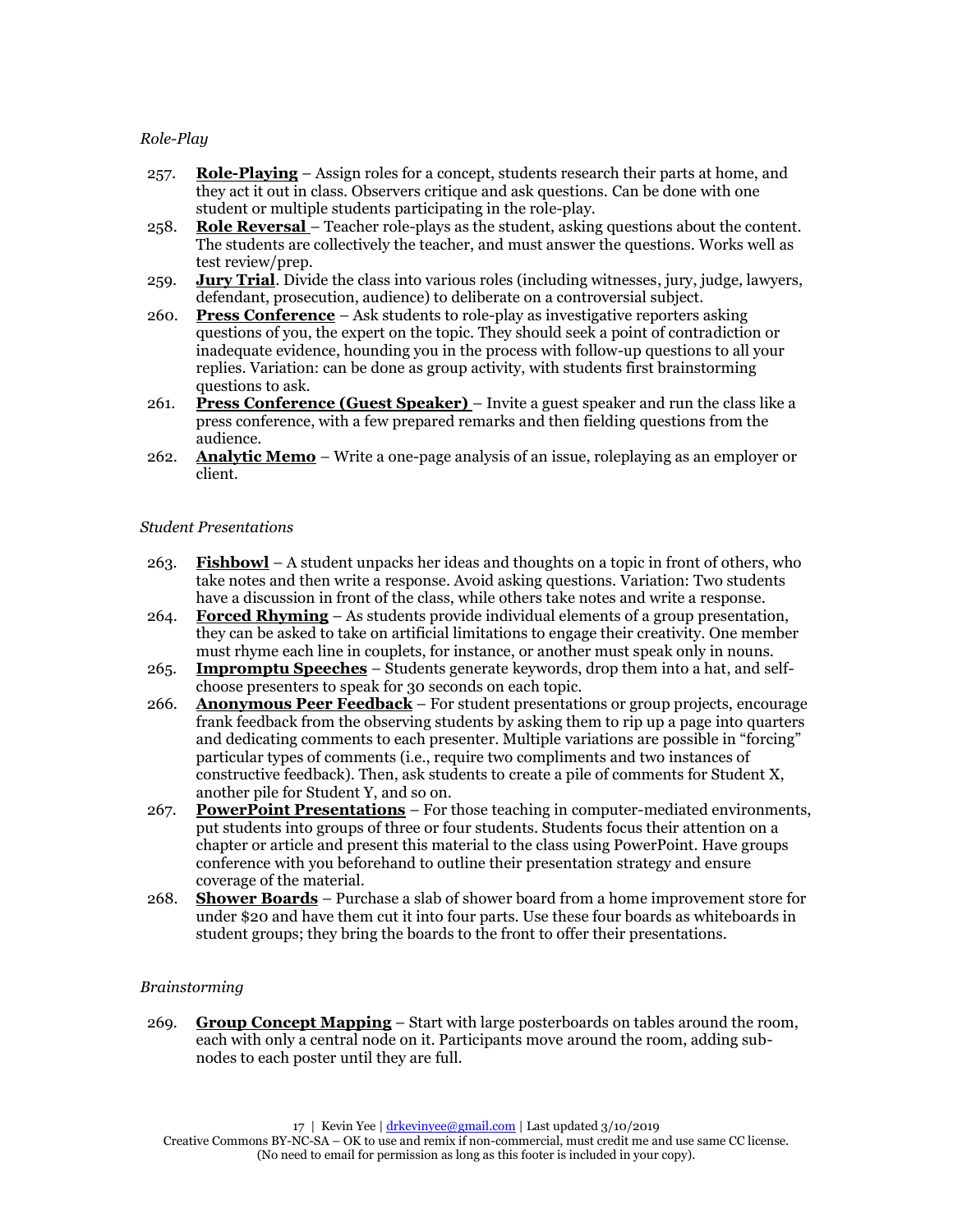*Role-Play*

257. **Role-Playing** – Assign roles for a concept, students research their parts at home, and they act it out in class. Observers critique and ask questions. Can be done with one student or multiple students participating in the role-play.
258. **Role Reversal** – Teacher role-plays as the student, asking questions about the content. The students are collectively the teacher, and must answer the questions. Works well as test review/prep.
259. **Jury Trial**. Divide the class into various roles (including witnesses, jury, judge, lawyers, defendant, prosecution, audience) to deliberate on a controversial subject.
260. **Press Conference** – Ask students to role-play as investigative reporters asking questions of you, the expert on the topic. They should seek a point of contradiction or inadequate evidence, hounding you in the process with follow-up questions to all your replies. Variation: can be done as group activity, with students first brainstorming questions to ask.
261. **Press Conference (Guest Speaker)** – Invite a guest speaker and run the class like a press conference, with a few prepared remarks and then fielding questions from the audience.
262. **Analytic Memo** – Write a one-page analysis of an issue, roleplaying as an employer or client.

*Student Presentations*

263. **Fishbowl** – A student unpacks her ideas and thoughts on a topic in front of others, who take notes and then write a response. Avoid asking questions. Variation: Two students have a discussion in front of the class, while others take notes and write a response.
264. **Forced Rhyming** – As students provide individual elements of a group presentation, they can be asked to take on artificial limitations to engage their creativity. One member must rhyme each line in couplets, for instance, or another must speak only in nouns.
265. **Impromptu Speeches** – Students generate keywords, drop them into a hat, and self-choose presenters to speak for 30 seconds on each topic.
266. **Anonymous Peer Feedback** – For student presentations or group projects, encourage frank feedback from the observing students by asking them to rip up a page into quarters and dedicating comments to each presenter. Multiple variations are possible in "forcing" particular types of comments (i.e., require two compliments and two instances of constructive feedback). Then, ask students to create a pile of comments for Student X, another pile for Student Y, and so on.
267. **PowerPoint Presentations** – For those teaching in computer-mediated environments, put students into groups of three or four students. Students focus their attention on a chapter or article and present this material to the class using PowerPoint. Have groups conference with you beforehand to outline their presentation strategy and ensure coverage of the material.
268. **Shower Boards** – Purchase a slab of shower board from a home improvement store for under $20 and have them cut it into four parts. Use these four boards as whiteboards in student groups; they bring the boards to the front to offer their presentations.

*Brainstorming*

269. **Group Concept Mapping** – Start with large posterboards on tables around the room, each with only a central node on it. Participants move around the room, adding sub-nodes to each poster until they are full.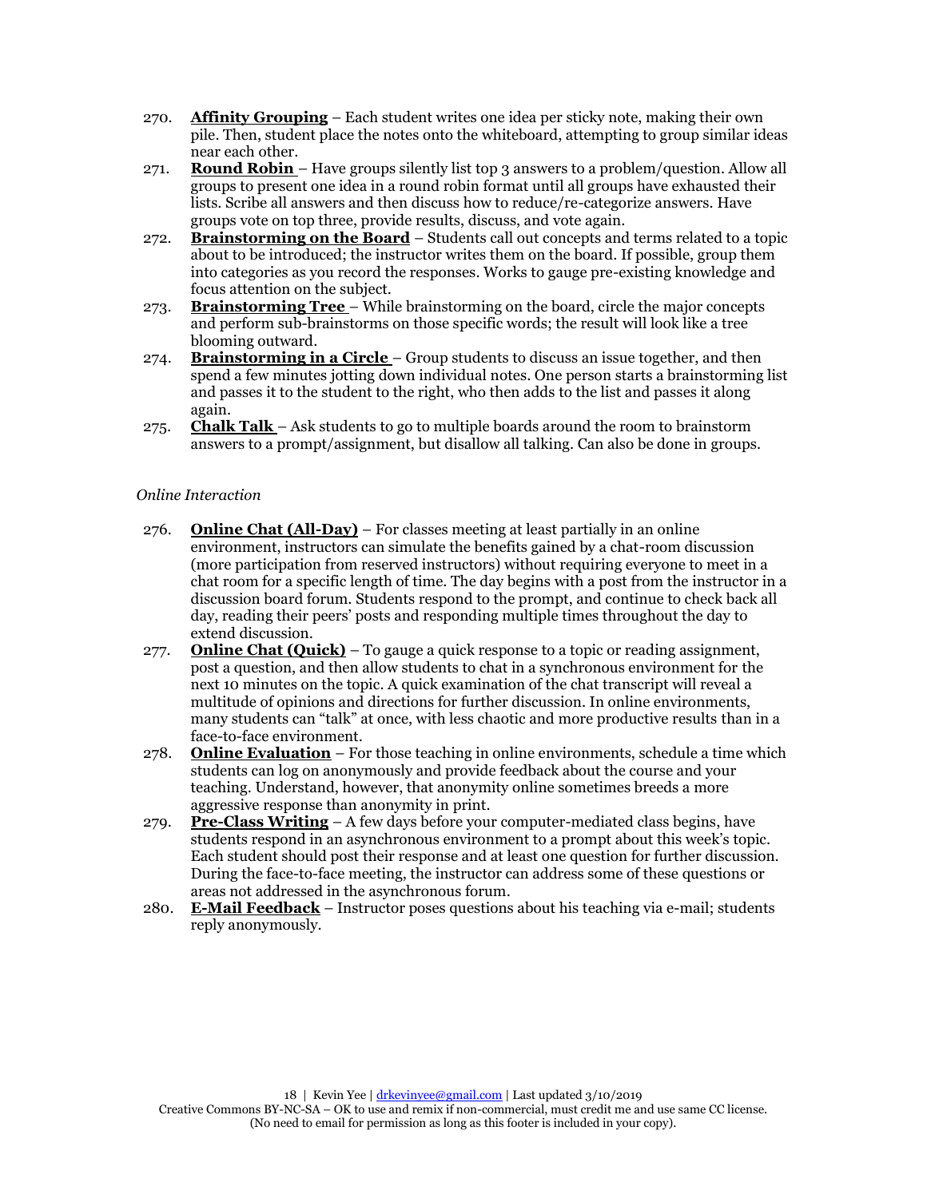270. **Affinity Grouping** – Each student writes one idea per sticky note, making their own pile. Then, student place the notes onto the whiteboard, attempting to group similar ideas near each other.
271. **Round Robin** – Have groups silently list top 3 answers to a problem/question. Allow all groups to present one idea in a round robin format until all groups have exhausted their lists. Scribe all answers and then discuss how to reduce/re-categorize answers. Have groups vote on top three, provide results, discuss, and vote again.
272. **Brainstorming on the Board** – Students call out concepts and terms related to a topic about to be introduced; the instructor writes them on the board. If possible, group them into categories as you record the responses. Works to gauge pre-existing knowledge and focus attention on the subject.
273. **Brainstorming Tree** – While brainstorming on the board, circle the major concepts and perform sub-brainstorms on those specific words; the result will look like a tree blooming outward.
274. **Brainstorming in a Circle** – Group students to discuss an issue together, and then spend a few minutes jotting down individual notes. One person starts a brainstorming list and passes it to the student to the right, who then adds to the list and passes it along again.
275. **Chalk Talk** – Ask students to go to multiple boards around the room to brainstorm answers to a prompt/assignment, but disallow all talking. Can also be done in groups.

*Online Interaction*

276. **Online Chat (All-Day)** – For classes meeting at least partially in an online environment, instructors can simulate the benefits gained by a chat-room discussion (more participation from reserved instructors) without requiring everyone to meet in a chat room for a specific length of time. The day begins with a post from the instructor in a discussion board forum. Students respond to the prompt, and continue to check back all day, reading their peers' posts and responding multiple times throughout the day to extend discussion.
277. **Online Chat (Quick)** – To gauge a quick response to a topic or reading assignment, post a question, and then allow students to chat in a synchronous environment for the next 10 minutes on the topic. A quick examination of the chat transcript will reveal a multitude of opinions and directions for further discussion. In online environments, many students can "talk" at once, with less chaotic and more productive results than in a face-to-face environment.
278. **Online Evaluation** – For those teaching in online environments, schedule a time which students can log on anonymously and provide feedback about the course and your teaching. Understand, however, that anonymity online sometimes breeds a more aggressive response than anonymity in print.
279. **Pre-Class Writing** – A few days before your computer-mediated class begins, have students respond in an asynchronous environment to a prompt about this week's topic. Each student should post their response and at least one question for further discussion. During the face-to-face meeting, the instructor can address some of these questions or areas not addressed in the asynchronous forum.
280. **E-Mail Feedback** – Instructor poses questions about his teaching via e-mail; students reply anonymously.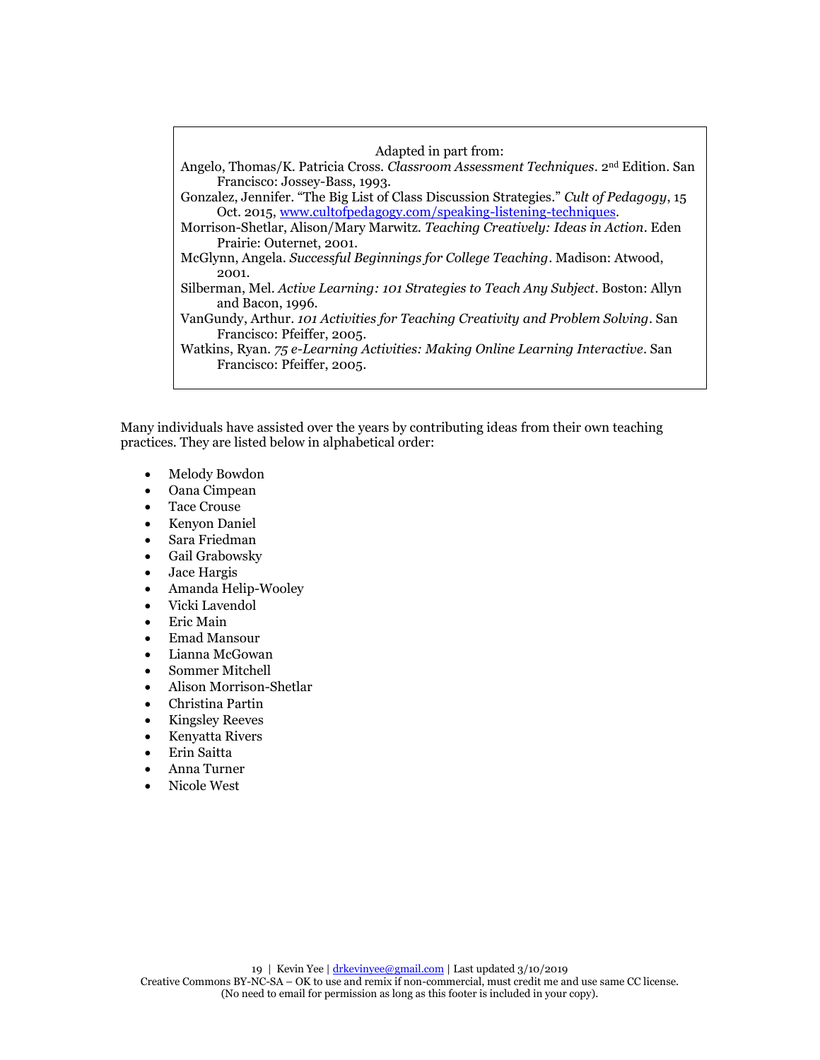Adapted in part from:

Angelo, Thomas/K. Patricia Cross. *Classroom Assessment Techniques*. 2nd Edition. San Francisco: Jossey-Bass, 1993.

Gonzalez, Jennifer. "The Big List of Class Discussion Strategies." *Cult of Pedagogy*, 15 Oct. 2015, [www.cultofpedagogy.com/speaking-listening-techniques](http://www.cultofpedagogy.com/speaking-listening-techniques).

Morrison-Shetlar, Alison/Mary Marwitz. *Teaching Creatively: Ideas in Action*. Eden Prairie: Outernet, 2001.

McGlynn, Angela. *Successful Beginnings for College Teaching*. Madison: Atwood, 2001.

Silberman, Mel. *Active Learning: 101 Strategies to Teach Any Subject*. Boston: Allyn and Bacon, 1996.

VanGundy, Arthur. *101 Activities for Teaching Creativity and Problem Solving*. San Francisco: Pfeiffer, 2005.

Watkins, Ryan. *75 e-Learning Activities: Making Online Learning Interactive*. San Francisco: Pfeiffer, 2005.

Many individuals have assisted over the years by contributing ideas from their own teaching practices. They are listed below in alphabetical order:

- Melody Bowdon
- Oana Cimpean
- Tace Crouse
- Kenyon Daniel
- Sara Friedman
- Gail Grabowsky
- Jace Hargis
- Amanda Helip-Wooley
- Vicki Lavendol
- Eric Main
- Emad Mansour
- Lianna McGowan
- Sommer Mitchell
- Alison Morrison-Shetlar
- Christina Partin
- Kingsley Reeves
- Kenyatta Rivers
- Erin Saitta
- Anna Turner
- Nicole West